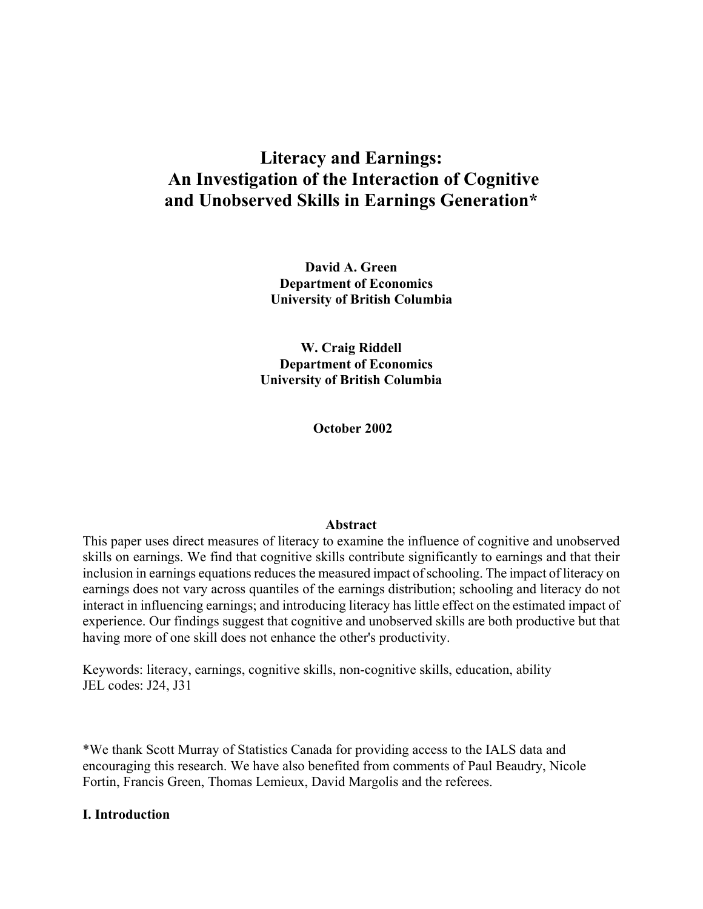# Literacy and Earnings: An Investigation of the Interaction of Cognitive and Unobserved Skills in Earnings Generation*

**David A. Green**
**Department of Economics**
**University of British Columbia**

**W. Craig Riddell**
**Department of Economics**
**University of British Columbia**

**October 2002**

## Abstract

This paper uses direct measures of literacy to examine the influence of cognitive and unobserved skills on earnings. We find that cognitive skills contribute significantly to earnings and that their inclusion in earnings equations reduces the measured impact of schooling. The impact of literacy on earnings does not vary across quantiles of the earnings distribution; schooling and literacy do not interact in influencing earnings; and introducing literacy has little effect on the estimated impact of experience. Our findings suggest that cognitive and unobserved skills are both productive but that having more of one skill does not enhance the other's productivity.

Keywords: literacy, earnings, cognitive skills, non-cognitive skills, education, ability
JEL codes: J24, J31

*We thank Scott Murray of Statistics Canada for providing access to the IALS data and encouraging this research. We have also benefited from comments of Paul Beaudry, Nicole Fortin, Francis Green, Thomas Lemieux, David Margolis and the referees.

## I. Introduction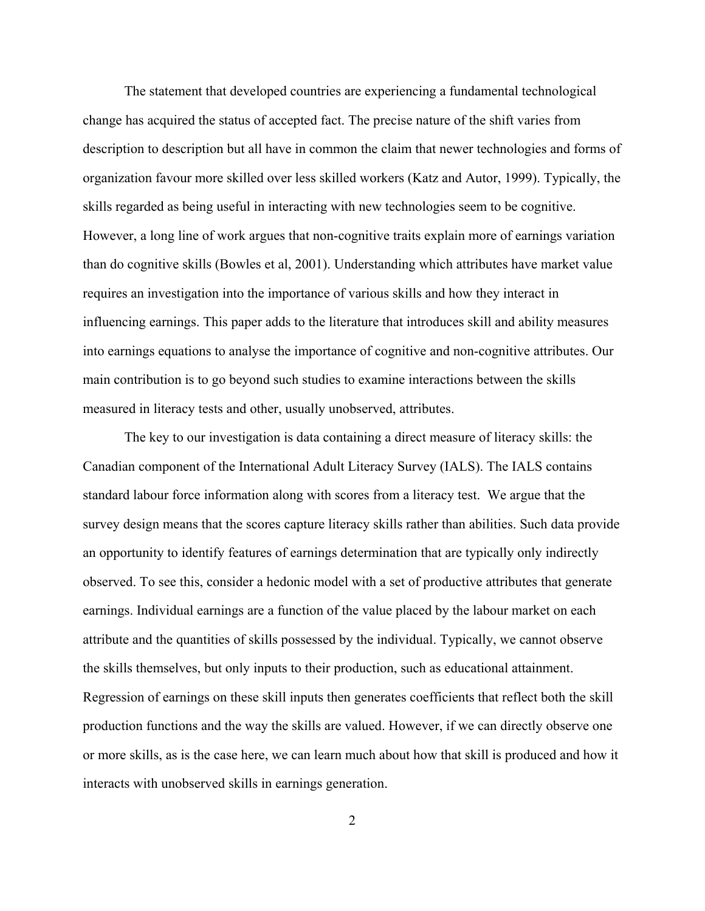The statement that developed countries are experiencing a fundamental technological change has acquired the status of accepted fact. The precise nature of the shift varies from description to description but all have in common the claim that newer technologies and forms of organization favour more skilled over less skilled workers (Katz and Autor, 1999). Typically, the skills regarded as being useful in interacting with new technologies seem to be cognitive. However, a long line of work argues that non-cognitive traits explain more of earnings variation than do cognitive skills (Bowles et al, 2001). Understanding which attributes have market value requires an investigation into the importance of various skills and how they interact in influencing earnings. This paper adds to the literature that introduces skill and ability measures into earnings equations to analyse the importance of cognitive and non-cognitive attributes. Our main contribution is to go beyond such studies to examine interactions between the skills measured in literacy tests and other, usually unobserved, attributes.

The key to our investigation is data containing a direct measure of literacy skills: the Canadian component of the International Adult Literacy Survey (IALS). The IALS contains standard labour force information along with scores from a literacy test. We argue that the survey design means that the scores capture literacy skills rather than abilities. Such data provide an opportunity to identify features of earnings determination that are typically only indirectly observed. To see this, consider a hedonic model with a set of productive attributes that generate earnings. Individual earnings are a function of the value placed by the labour market on each attribute and the quantities of skills possessed by the individual. Typically, we cannot observe the skills themselves, but only inputs to their production, such as educational attainment. Regression of earnings on these skill inputs then generates coefficients that reflect both the skill production functions and the way the skills are valued. However, if we can directly observe one or more skills, as is the case here, we can learn much about how that skill is produced and how it interacts with unobserved skills in earnings generation.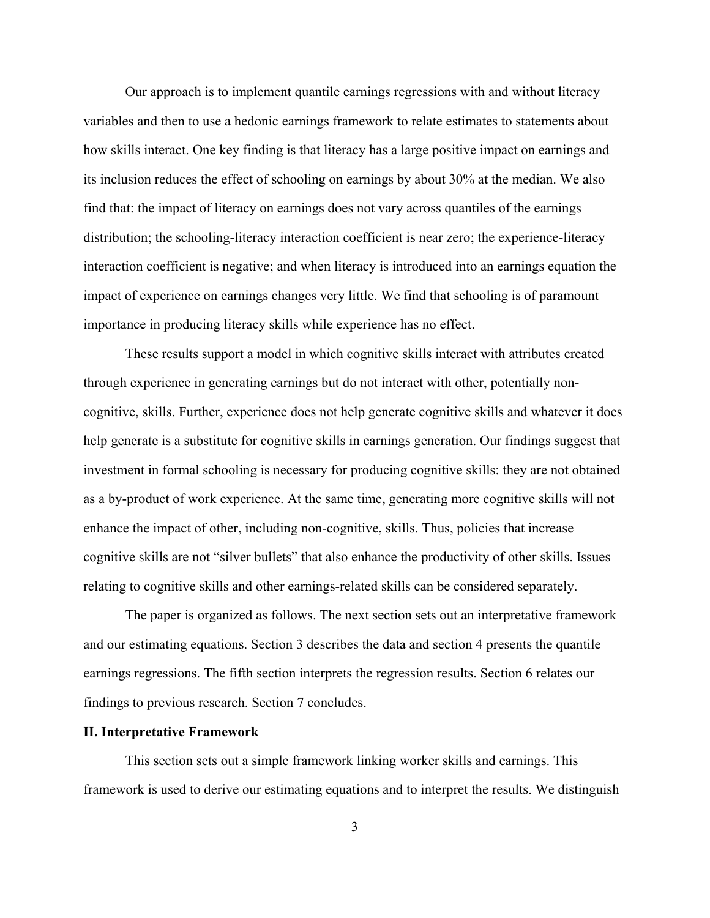Our approach is to implement quantile earnings regressions with and without literacy variables and then to use a hedonic earnings framework to relate estimates to statements about how skills interact. One key finding is that literacy has a large positive impact on earnings and its inclusion reduces the effect of schooling on earnings by about 30% at the median. We also find that: the impact of literacy on earnings does not vary across quantiles of the earnings distribution; the schooling-literacy interaction coefficient is near zero; the experience-literacy interaction coefficient is negative; and when literacy is introduced into an earnings equation the impact of experience on earnings changes very little. We find that schooling is of paramount importance in producing literacy skills while experience has no effect.

These results support a model in which cognitive skills interact with attributes created through experience in generating earnings but do not interact with other, potentially non-cognitive, skills. Further, experience does not help generate cognitive skills and whatever it does help generate is a substitute for cognitive skills in earnings generation. Our findings suggest that investment in formal schooling is necessary for producing cognitive skills: they are not obtained as a by-product of work experience. At the same time, generating more cognitive skills will not enhance the impact of other, including non-cognitive, skills. Thus, policies that increase cognitive skills are not "silver bullets" that also enhance the productivity of other skills. Issues relating to cognitive skills and other earnings-related skills can be considered separately.

The paper is organized as follows. The next section sets out an interpretative framework and our estimating equations. Section 3 describes the data and section 4 presents the quantile earnings regressions. The fifth section interprets the regression results. Section 6 relates our findings to previous research. Section 7 concludes.

## II. Interpretative Framework

This section sets out a simple framework linking worker skills and earnings. This framework is used to derive our estimating equations and to interpret the results. We distinguish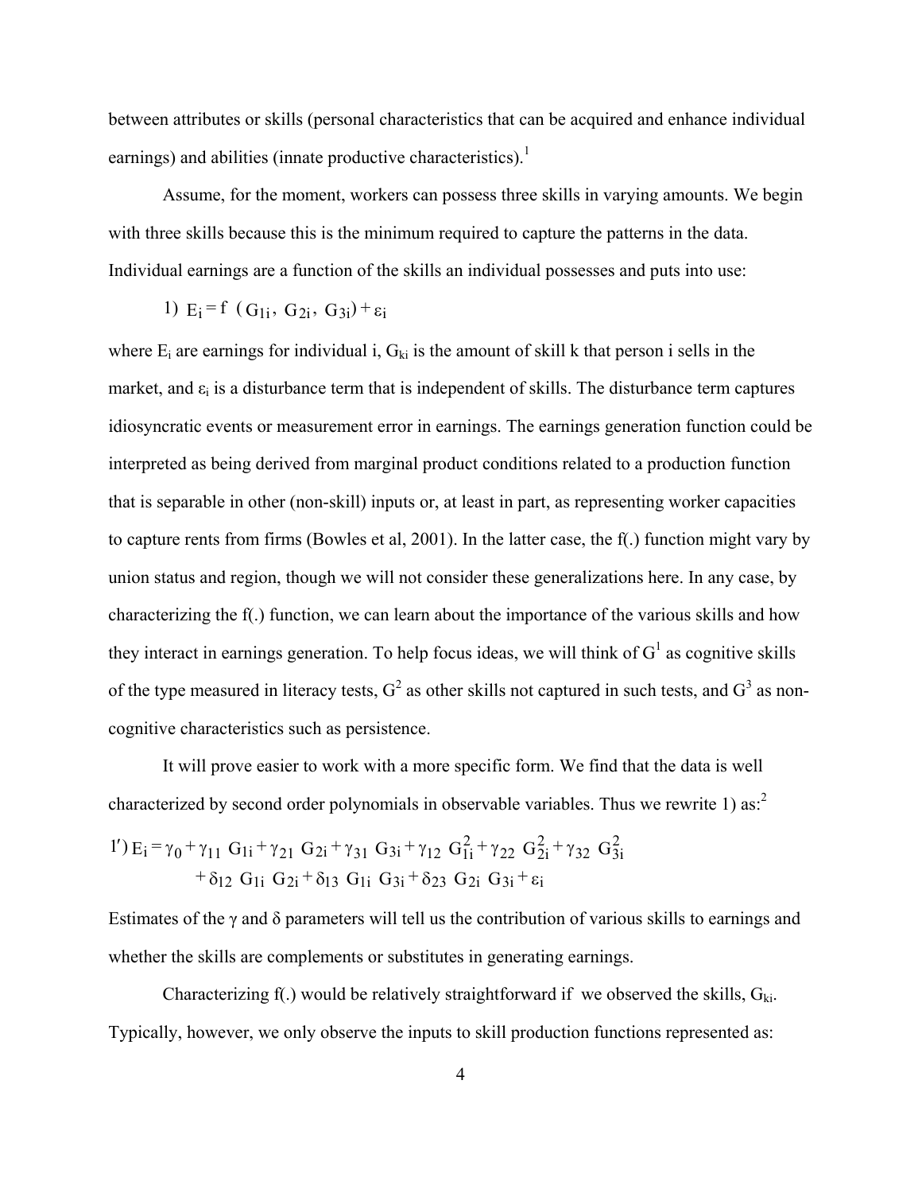between attributes or skills (personal characteristics that can be acquired and enhance individual earnings) and abilities (innate productive characteristics).[1]

Assume, for the moment, workers can possess three skills in varying amounts. We begin with three skills because this is the minimum required to capture the patterns in the data. Individual earnings are a function of the skills an individual possesses and puts into use:

$$1) \quad E_i = f\ (G_{1i},\ G_{2i},\ G_{3i}) + \varepsilon_i$$

where $E_i$ are earnings for individual i, $G_{ki}$ is the amount of skill k that person i sells in the market, and $\varepsilon_i$ is a disturbance term that is independent of skills. The disturbance term captures idiosyncratic events or measurement error in earnings. The earnings generation function could be interpreted as being derived from marginal product conditions related to a production function that is separable in other (non-skill) inputs or, at least in part, as representing worker capacities to capture rents from firms (Bowles et al, 2001). In the latter case, the f(.) function might vary by union status and region, though we will not consider these generalizations here. In any case, by characterizing the f(.) function, we can learn about the importance of the various skills and how they interact in earnings generation. To help focus ideas, we will think of $G^1$ as cognitive skills of the type measured in literacy tests, $G^2$ as other skills not captured in such tests, and $G^3$ as non-cognitive characteristics such as persistence.

It will prove easier to work with a more specific form. We find that the data is well characterized by second order polynomials in observable variables. Thus we rewrite 1) as:[2]

$$1') \; E_i = \gamma_0 + \gamma_{11}\ G_{1i} + \gamma_{21}\ G_{2i} + \gamma_{31}\ G_{3i} + \gamma_{12}\ G_{1i}^2 + \gamma_{22}\ G_{2i}^2 + \gamma_{32}\ G_{3i}^2 + \delta_{12}\ G_{1i}\ G_{2i} + \delta_{13}\ G_{1i}\ G_{3i} + \delta_{23}\ G_{2i}\ G_{3i} + \varepsilon_i$$

Estimates of the $\gamma$ and $\delta$ parameters will tell us the contribution of various skills to earnings and whether the skills are complements or substitutes in generating earnings.

Characterizing f(.) would be relatively straightforward if we observed the skills, $G_{ki}$. Typically, however, we only observe the inputs to skill production functions represented as: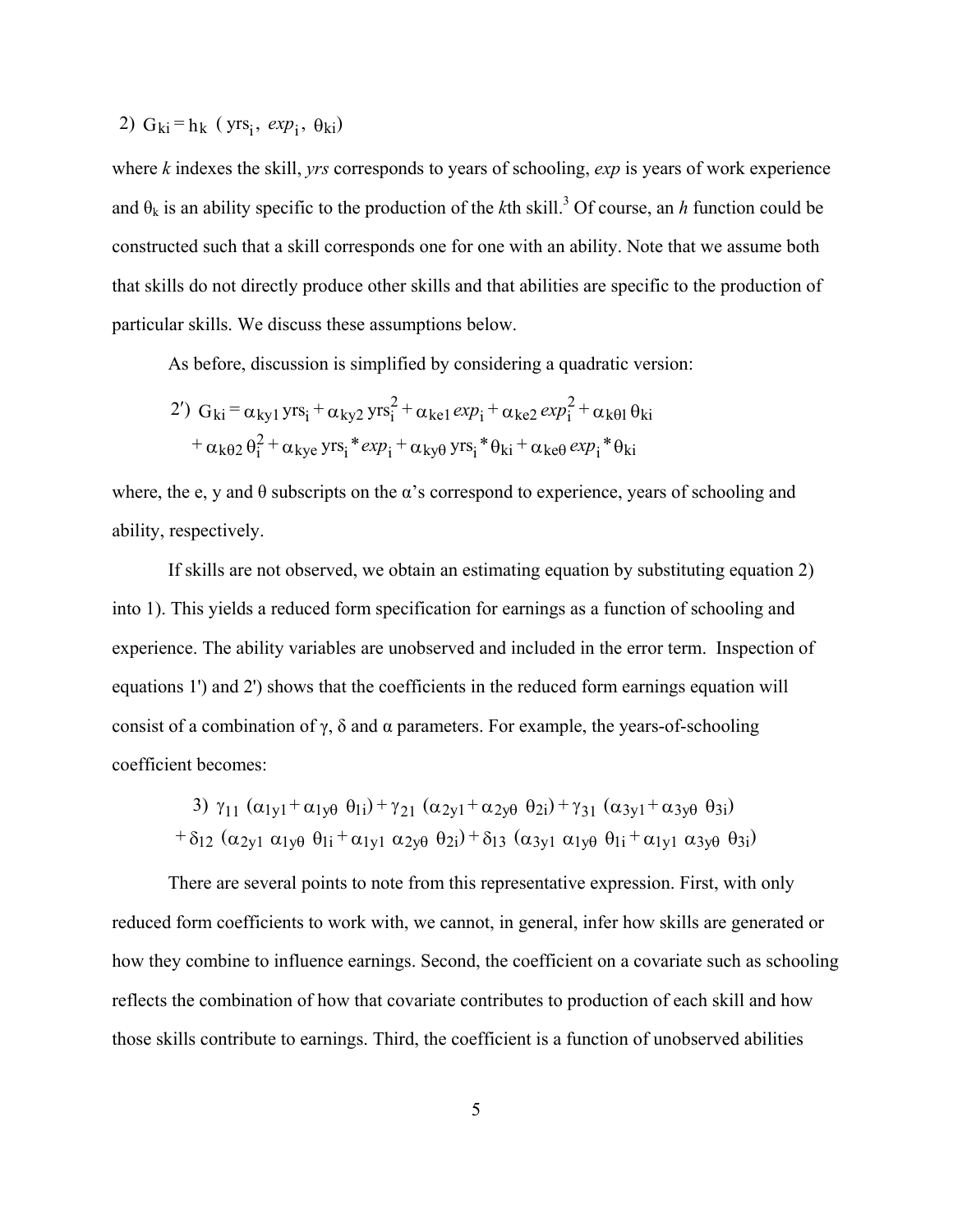$$2) \ G_{ki} = h_k \ (\text{yrs}_i, \ exp_i, \ \theta_{ki})$$

where *k* indexes the skill, *yrs* corresponds to years of schooling, *exp* is years of work experience and $\theta_k$ is an ability specific to the production of the *k*th skill.[3] Of course, an *h* function could be constructed such that a skill corresponds one for one with an ability. Note that we assume both that skills do not directly produce other skills and that abilities are specific to the production of particular skills. We discuss these assumptions below.

As before, discussion is simplified by considering a quadratic version:

$$2') \ G_{ki} = \alpha_{ky1} \text{yrs}_i + \alpha_{ky2} \text{yrs}_i^2 + \alpha_{ke1} exp_i + \alpha_{ke2} exp_i^2 + \alpha_{k\theta 1} \theta_{ki} + \alpha_{k\theta 2} \theta_i^2 + \alpha_{kye} \text{yrs}_i * exp_i + \alpha_{ky\theta} \text{yrs}_i * \theta_{ki} + \alpha_{ke\theta} exp_i * \theta_{ki}$$

where, the e, y and $\theta$ subscripts on the $\alpha$'s correspond to experience, years of schooling and ability, respectively.

If skills are not observed, we obtain an estimating equation by substituting equation 2) into 1). This yields a reduced form specification for earnings as a function of schooling and experience. The ability variables are unobserved and included in the error term. Inspection of equations 1') and 2') shows that the coefficients in the reduced form earnings equation will consist of a combination of $\gamma$, $\delta$ and $\alpha$ parameters. For example, the years-of-schooling coefficient becomes:

$$3) \ \gamma_{11} \ (\alpha_{1y1} + \alpha_{1y\theta} \ \theta_{1i}) + \gamma_{21} \ (\alpha_{2y1} + \alpha_{2y\theta} \ \theta_{2i}) + \gamma_{31} \ (\alpha_{3y1} + \alpha_{3y\theta} \ \theta_{3i}) + \delta_{12} \ (\alpha_{2y1} \ \alpha_{1y\theta} \ \theta_{1i} + \alpha_{1y1} \ \alpha_{2y\theta} \ \theta_{2i}) + \delta_{13} \ (\alpha_{3y1} \ \alpha_{1y\theta} \ \theta_{1i} + \alpha_{1y1} \ \alpha_{3y\theta} \ \theta_{3i})$$

There are several points to note from this representative expression. First, with only reduced form coefficients to work with, we cannot, in general, infer how skills are generated or how they combine to influence earnings. Second, the coefficient on a covariate such as schooling reflects the combination of how that covariate contributes to production of each skill and how those skills contribute to earnings. Third, the coefficient is a function of unobserved abilities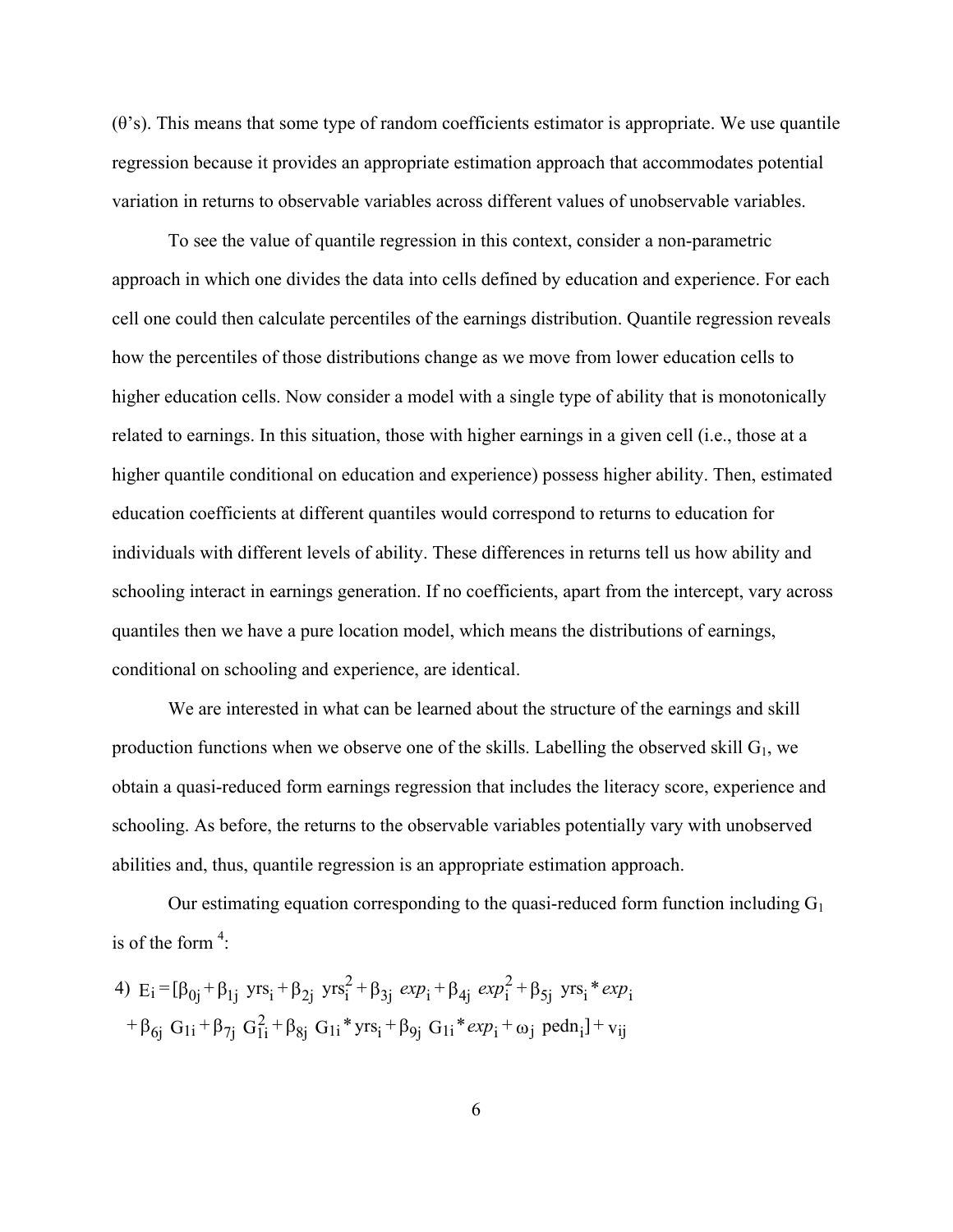($\theta$'s). This means that some type of random coefficients estimator is appropriate. We use quantile regression because it provides an appropriate estimation approach that accommodates potential variation in returns to observable variables across different values of unobservable variables.

To see the value of quantile regression in this context, consider a non-parametric approach in which one divides the data into cells defined by education and experience. For each cell one could then calculate percentiles of the earnings distribution. Quantile regression reveals how the percentiles of those distributions change as we move from lower education cells to higher education cells. Now consider a model with a single type of ability that is monotonically related to earnings. In this situation, those with higher earnings in a given cell (i.e., those at a higher quantile conditional on education and experience) possess higher ability. Then, estimated education coefficients at different quantiles would correspond to returns to education for individuals with different levels of ability. These differences in returns tell us how ability and schooling interact in earnings generation. If no coefficients, apart from the intercept, vary across quantiles then we have a pure location model, which means the distributions of earnings, conditional on schooling and experience, are identical.

We are interested in what can be learned about the structure of the earnings and skill production functions when we observe one of the skills. Labelling the observed skill $G_1$, we obtain a quasi-reduced form earnings regression that includes the literacy score, experience and schooling. As before, the returns to the observable variables potentially vary with unobserved abilities and, thus, quantile regression is an appropriate estimation approach.

Our estimating equation corresponding to the quasi-reduced form function including $G_1$ is of the form [4]:

$$4)\ E_i = [\beta_{0j} + \beta_{1j}\ \text{yrs}_i + \beta_{2j}\ \text{yrs}_i^2 + \beta_{3j}\ exp_i + \beta_{4j}\ exp_i^2 + \beta_{5j}\ \text{yrs}_i * exp_i$$
$$+ \beta_{6j}\ G_{1i} + \beta_{7j}\ G_{1i}^2 + \beta_{8j}\ G_{1i} * \text{yrs}_i + \beta_{9j}\ G_{1i} * exp_i + \omega_j\ \text{pedn}_i] + v_{ij}$$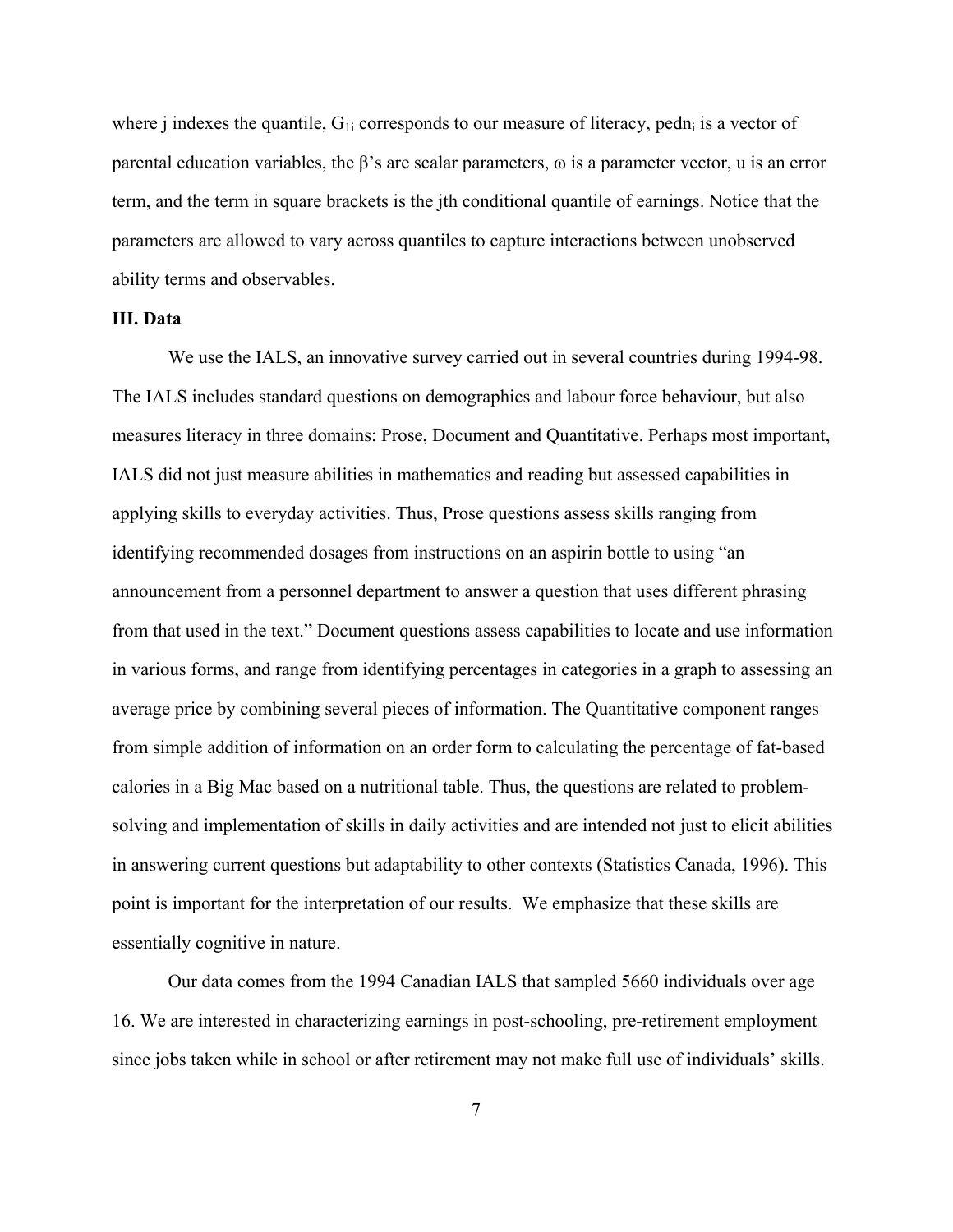where j indexes the quantile, $G_{1i}$ corresponds to our measure of literacy, $pedn_i$ is a vector of parental education variables, the β's are scalar parameters, ω is a parameter vector, u is an error term, and the term in square brackets is the jth conditional quantile of earnings. Notice that the parameters are allowed to vary across quantiles to capture interactions between unobserved ability terms and observables.

### III. Data

We use the IALS, an innovative survey carried out in several countries during 1994-98. The IALS includes standard questions on demographics and labour force behaviour, but also measures literacy in three domains: Prose, Document and Quantitative. Perhaps most important, IALS did not just measure abilities in mathematics and reading but assessed capabilities in applying skills to everyday activities. Thus, Prose questions assess skills ranging from identifying recommended dosages from instructions on an aspirin bottle to using "an announcement from a personnel department to answer a question that uses different phrasing from that used in the text." Document questions assess capabilities to locate and use information in various forms, and range from identifying percentages in categories in a graph to assessing an average price by combining several pieces of information. The Quantitative component ranges from simple addition of information on an order form to calculating the percentage of fat-based calories in a Big Mac based on a nutritional table. Thus, the questions are related to problem-solving and implementation of skills in daily activities and are intended not just to elicit abilities in answering current questions but adaptability to other contexts (Statistics Canada, 1996). This point is important for the interpretation of our results. We emphasize that these skills are essentially cognitive in nature.

Our data comes from the 1994 Canadian IALS that sampled 5660 individuals over age 16. We are interested in characterizing earnings in post-schooling, pre-retirement employment since jobs taken while in school or after retirement may not make full use of individuals' skills.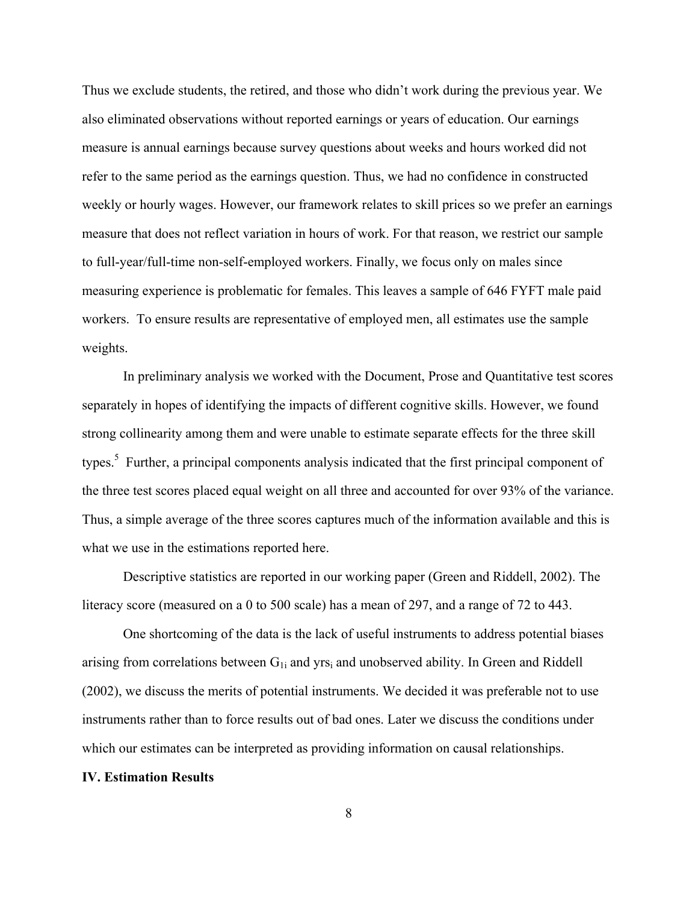Thus we exclude students, the retired, and those who didn't work during the previous year. We also eliminated observations without reported earnings or years of education. Our earnings measure is annual earnings because survey questions about weeks and hours worked did not refer to the same period as the earnings question. Thus, we had no confidence in constructed weekly or hourly wages. However, our framework relates to skill prices so we prefer an earnings measure that does not reflect variation in hours of work. For that reason, we restrict our sample to full-year/full-time non-self-employed workers. Finally, we focus only on males since measuring experience is problematic for females. This leaves a sample of 646 FYFT male paid workers. To ensure results are representative of employed men, all estimates use the sample weights.

In preliminary analysis we worked with the Document, Prose and Quantitative test scores separately in hopes of identifying the impacts of different cognitive skills. However, we found strong collinearity among them and were unable to estimate separate effects for the three skill types.[5] Further, a principal components analysis indicated that the first principal component of the three test scores placed equal weight on all three and accounted for over 93% of the variance. Thus, a simple average of the three scores captures much of the information available and this is what we use in the estimations reported here.

Descriptive statistics are reported in our working paper (Green and Riddell, 2002). The literacy score (measured on a 0 to 500 scale) has a mean of 297, and a range of 72 to 443.

One shortcoming of the data is the lack of useful instruments to address potential biases arising from correlations between $G_{1i}$ and $yrs_i$ and unobserved ability. In Green and Riddell (2002), we discuss the merits of potential instruments. We decided it was preferable not to use instruments rather than to force results out of bad ones. Later we discuss the conditions under which our estimates can be interpreted as providing information on causal relationships.

**IV. Estimation Results**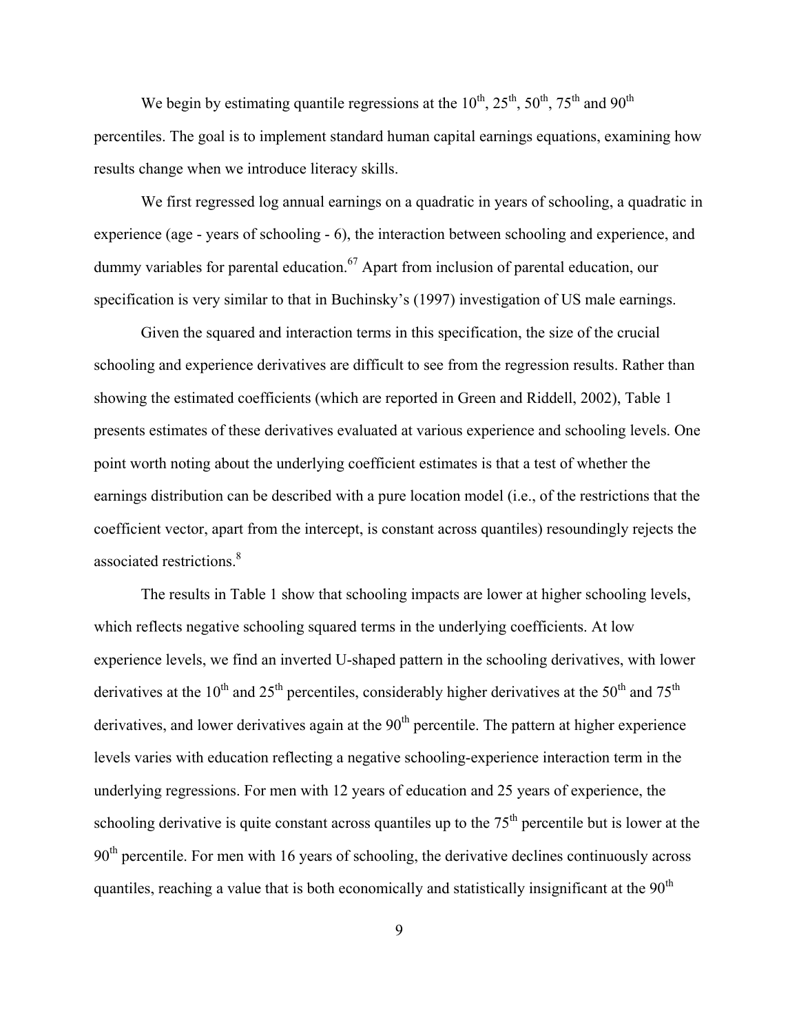We begin by estimating quantile regressions at the 10th, 25th, 50th, 75th and 90th percentiles. The goal is to implement standard human capital earnings equations, examining how results change when we introduce literacy skills.

We first regressed log annual earnings on a quadratic in years of schooling, a quadratic in experience (age - years of schooling - 6), the interaction between schooling and experience, and dummy variables for parental education.[67] Apart from inclusion of parental education, our specification is very similar to that in Buchinsky's (1997) investigation of US male earnings.

Given the squared and interaction terms in this specification, the size of the crucial schooling and experience derivatives are difficult to see from the regression results. Rather than showing the estimated coefficients (which are reported in Green and Riddell, 2002), Table 1 presents estimates of these derivatives evaluated at various experience and schooling levels. One point worth noting about the underlying coefficient estimates is that a test of whether the earnings distribution can be described with a pure location model (i.e., of the restrictions that the coefficient vector, apart from the intercept, is constant across quantiles) resoundingly rejects the associated restrictions.[8]

The results in Table 1 show that schooling impacts are lower at higher schooling levels, which reflects negative schooling squared terms in the underlying coefficients. At low experience levels, we find an inverted U-shaped pattern in the schooling derivatives, with lower derivatives at the 10th and 25th percentiles, considerably higher derivatives at the 50th and 75th derivatives, and lower derivatives again at the 90th percentile. The pattern at higher experience levels varies with education reflecting a negative schooling-experience interaction term in the underlying regressions. For men with 12 years of education and 25 years of experience, the schooling derivative is quite constant across quantiles up to the 75th percentile but is lower at the 90th percentile. For men with 16 years of schooling, the derivative declines continuously across quantiles, reaching a value that is both economically and statistically insignificant at the 90th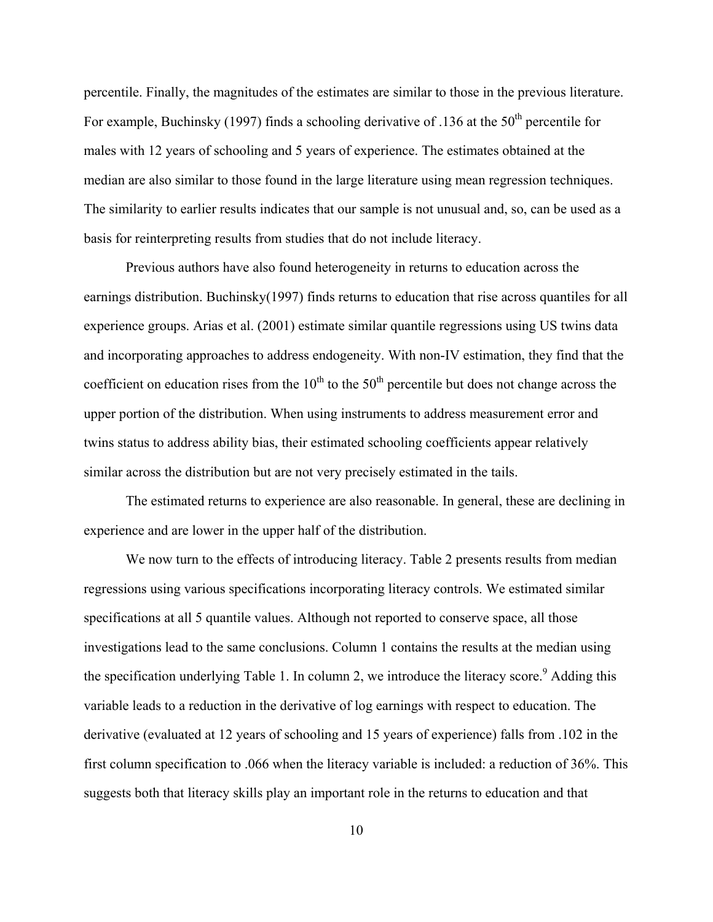percentile. Finally, the magnitudes of the estimates are similar to those in the previous literature. For example, Buchinsky (1997) finds a schooling derivative of .136 at the 50th percentile for males with 12 years of schooling and 5 years of experience. The estimates obtained at the median are also similar to those found in the large literature using mean regression techniques. The similarity to earlier results indicates that our sample is not unusual and, so, can be used as a basis for reinterpreting results from studies that do not include literacy.

Previous authors have also found heterogeneity in returns to education across the earnings distribution. Buchinsky(1997) finds returns to education that rise across quantiles for all experience groups. Arias et al. (2001) estimate similar quantile regressions using US twins data and incorporating approaches to address endogeneity. With non-IV estimation, they find that the coefficient on education rises from the 10th to the 50th percentile but does not change across the upper portion of the distribution. When using instruments to address measurement error and twins status to address ability bias, their estimated schooling coefficients appear relatively similar across the distribution but are not very precisely estimated in the tails.

The estimated returns to experience are also reasonable. In general, these are declining in experience and are lower in the upper half of the distribution.

We now turn to the effects of introducing literacy. Table 2 presents results from median regressions using various specifications incorporating literacy controls. We estimated similar specifications at all 5 quantile values. Although not reported to conserve space, all those investigations lead to the same conclusions. Column 1 contains the results at the median using the specification underlying Table 1. In column 2, we introduce the literacy score.[9] Adding this variable leads to a reduction in the derivative of log earnings with respect to education. The derivative (evaluated at 12 years of schooling and 15 years of experience) falls from .102 in the first column specification to .066 when the literacy variable is included: a reduction of 36%. This suggests both that literacy skills play an important role in the returns to education and that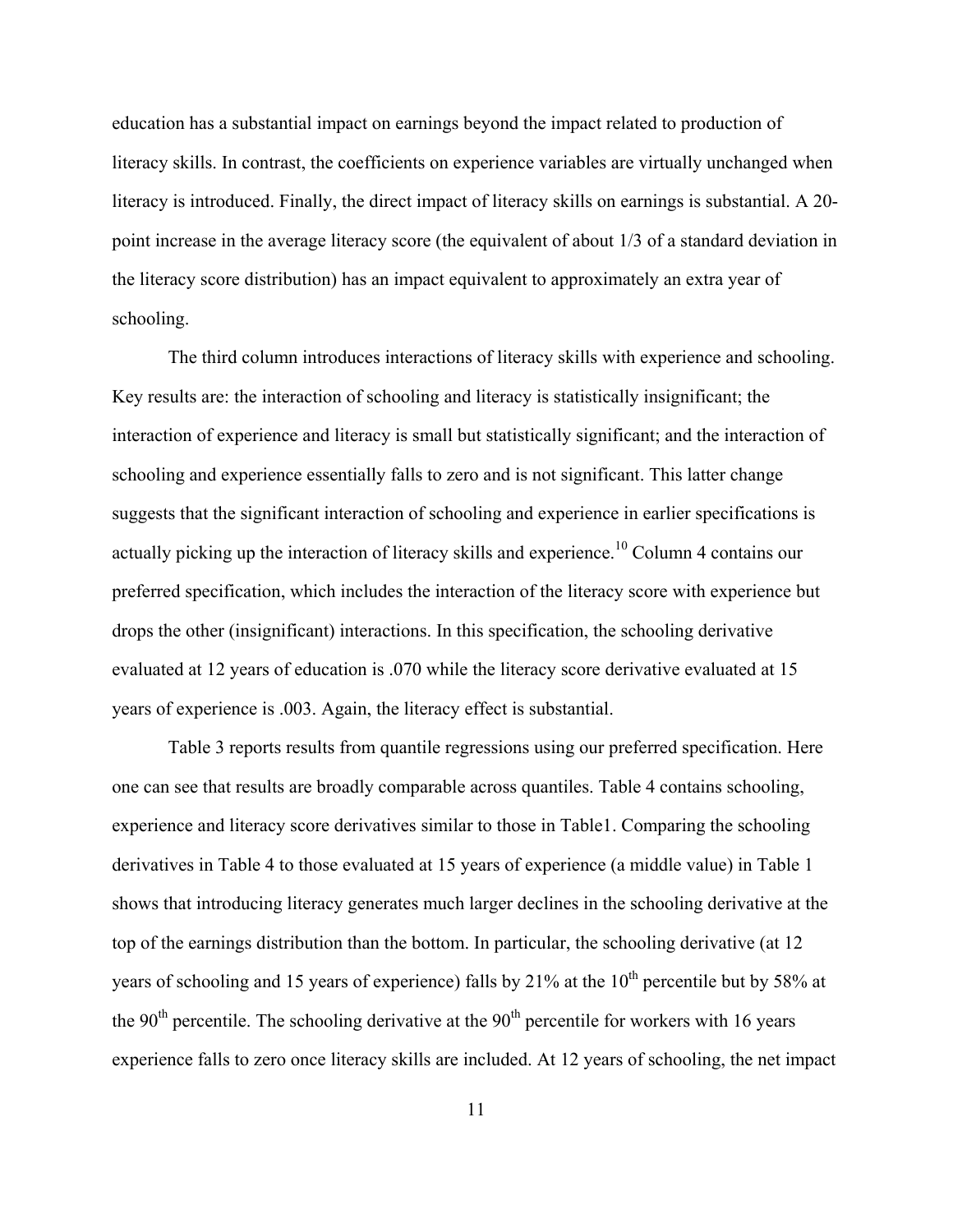education has a substantial impact on earnings beyond the impact related to production of literacy skills. In contrast, the coefficients on experience variables are virtually unchanged when literacy is introduced. Finally, the direct impact of literacy skills on earnings is substantial. A 20-point increase in the average literacy score (the equivalent of about 1/3 of a standard deviation in the literacy score distribution) has an impact equivalent to approximately an extra year of schooling.

The third column introduces interactions of literacy skills with experience and schooling. Key results are: the interaction of schooling and literacy is statistically insignificant; the interaction of experience and literacy is small but statistically significant; and the interaction of schooling and experience essentially falls to zero and is not significant. This latter change suggests that the significant interaction of schooling and experience in earlier specifications is actually picking up the interaction of literacy skills and experience.[10] Column 4 contains our preferred specification, which includes the interaction of the literacy score with experience but drops the other (insignificant) interactions. In this specification, the schooling derivative evaluated at 12 years of education is .070 while the literacy score derivative evaluated at 15 years of experience is .003. Again, the literacy effect is substantial.

Table 3 reports results from quantile regressions using our preferred specification. Here one can see that results are broadly comparable across quantiles. Table 4 contains schooling, experience and literacy score derivatives similar to those in Table1. Comparing the schooling derivatives in Table 4 to those evaluated at 15 years of experience (a middle value) in Table 1 shows that introducing literacy generates much larger declines in the schooling derivative at the top of the earnings distribution than the bottom. In particular, the schooling derivative (at 12 years of schooling and 15 years of experience) falls by 21% at the 10th percentile but by 58% at the 90th percentile. The schooling derivative at the 90th percentile for workers with 16 years experience falls to zero once literacy skills are included. At 12 years of schooling, the net impact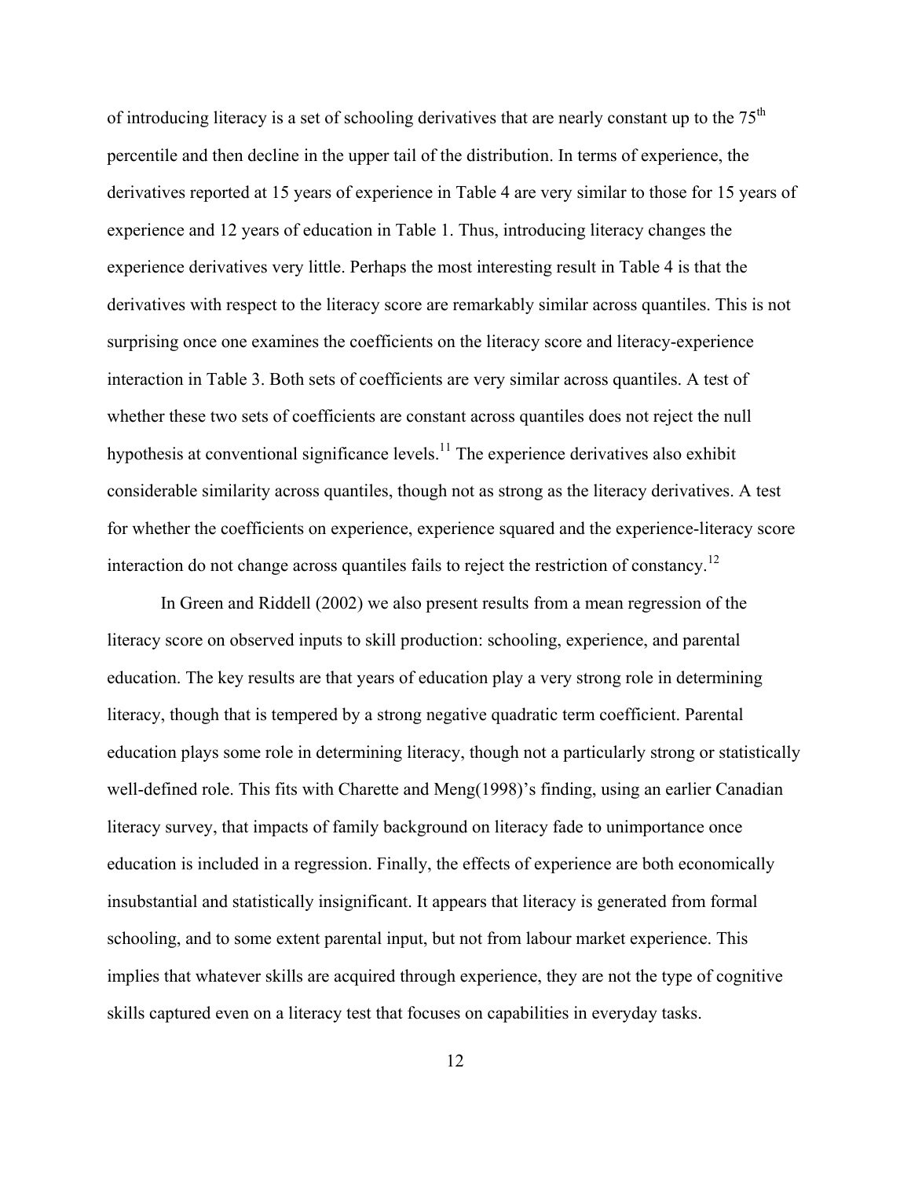of introducing literacy is a set of schooling derivatives that are nearly constant up to the 75th percentile and then decline in the upper tail of the distribution. In terms of experience, the derivatives reported at 15 years of experience in Table 4 are very similar to those for 15 years of experience and 12 years of education in Table 1. Thus, introducing literacy changes the experience derivatives very little. Perhaps the most interesting result in Table 4 is that the derivatives with respect to the literacy score are remarkably similar across quantiles. This is not surprising once one examines the coefficients on the literacy score and literacy-experience interaction in Table 3. Both sets of coefficients are very similar across quantiles. A test of whether these two sets of coefficients are constant across quantiles does not reject the null hypothesis at conventional significance levels.[11] The experience derivatives also exhibit considerable similarity across quantiles, though not as strong as the literacy derivatives. A test for whether the coefficients on experience, experience squared and the experience-literacy score interaction do not change across quantiles fails to reject the restriction of constancy.[12]

In Green and Riddell (2002) we also present results from a mean regression of the literacy score on observed inputs to skill production: schooling, experience, and parental education. The key results are that years of education play a very strong role in determining literacy, though that is tempered by a strong negative quadratic term coefficient. Parental education plays some role in determining literacy, though not a particularly strong or statistically well-defined role. This fits with Charette and Meng(1998)'s finding, using an earlier Canadian literacy survey, that impacts of family background on literacy fade to unimportance once education is included in a regression. Finally, the effects of experience are both economically insubstantial and statistically insignificant. It appears that literacy is generated from formal schooling, and to some extent parental input, but not from labour market experience. This implies that whatever skills are acquired through experience, they are not the type of cognitive skills captured even on a literacy test that focuses on capabilities in everyday tasks.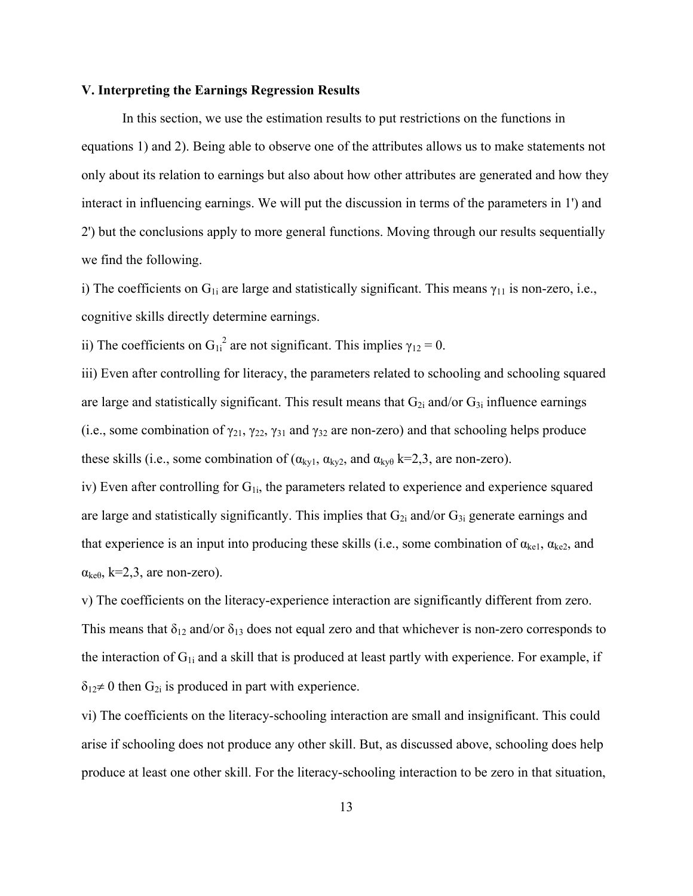### V. Interpreting the Earnings Regression Results

In this section, we use the estimation results to put restrictions on the functions in equations 1) and 2). Being able to observe one of the attributes allows us to make statements not only about its relation to earnings but also about how other attributes are generated and how they interact in influencing earnings. We will put the discussion in terms of the parameters in 1') and 2') but the conclusions apply to more general functions. Moving through our results sequentially we find the following.

i) The coefficients on $G_{1i}$ are large and statistically significant. This means $\gamma_{11}$ is non-zero, i.e., cognitive skills directly determine earnings.

ii) The coefficients on $G_{1i}^2$ are not significant. This implies $\gamma_{12} = 0$.

iii) Even after controlling for literacy, the parameters related to schooling and schooling squared are large and statistically significant. This result means that $G_{2i}$ and/or $G_{3i}$ influence earnings (i.e., some combination of $\gamma_{21}$, $\gamma_{22}$, $\gamma_{31}$ and $\gamma_{32}$ are non-zero) and that schooling helps produce these skills (i.e., some combination of ($\alpha_{ky1}$, $\alpha_{ky2}$, and $\alpha_{ky\theta}$ k=2,3, are non-zero).

iv) Even after controlling for $G_{1i}$, the parameters related to experience and experience squared are large and statistically significantly. This implies that $G_{2i}$ and/or $G_{3i}$ generate earnings and that experience is an input into producing these skills (i.e., some combination of $\alpha_{ke1}$, $\alpha_{ke2}$, and $\alpha_{ke\theta}$, k=2,3, are non-zero).

v) The coefficients on the literacy-experience interaction are significantly different from zero. This means that $\delta_{12}$ and/or $\delta_{13}$ does not equal zero and that whichever is non-zero corresponds to the interaction of $G_{1i}$ and a skill that is produced at least partly with experience. For example, if $\delta_{12} \neq 0$ then $G_{2i}$ is produced in part with experience.

vi) The coefficients on the literacy-schooling interaction are small and insignificant. This could arise if schooling does not produce any other skill. But, as discussed above, schooling does help produce at least one other skill. For the literacy-schooling interaction to be zero in that situation,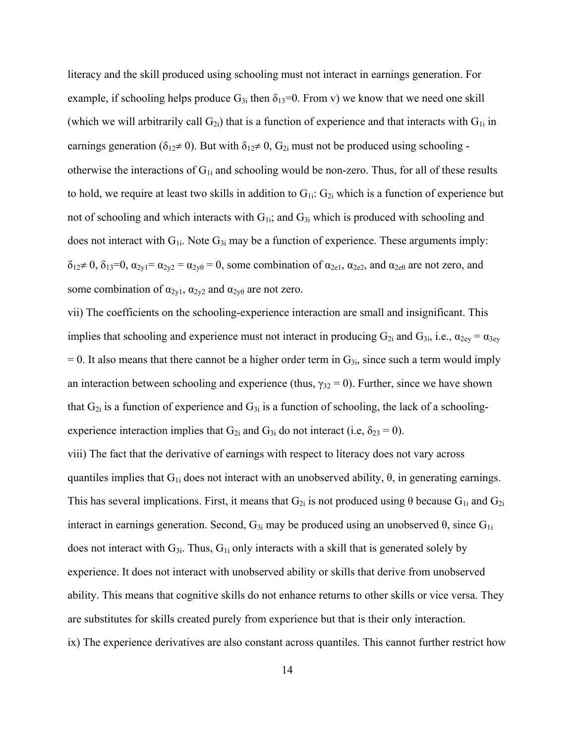literacy and the skill produced using schooling must not interact in earnings generation. For example, if schooling helps produce $G_{3i}$ then $\delta_{13}$=0. From v) we know that we need one skill (which we will arbitrarily call $G_{2i}$) that is a function of experience and that interacts with $G_{1i}$ in earnings generation ($\delta_{12} \neq 0$). But with $\delta_{12} \neq 0$, $G_{2i}$ must not be produced using schooling - otherwise the interactions of $G_{1i}$ and schooling would be non-zero. Thus, for all of these results to hold, we require at least two skills in addition to $G_{1i}$: $G_{2i}$ which is a function of experience but not of schooling and which interacts with $G_{1i}$; and $G_{3i}$ which is produced with schooling and does not interact with $G_{1i}$. Note $G_{3i}$ may be a function of experience. These arguments imply: $\delta_{12} \neq 0$, $\delta_{13}$=0, $\alpha_{2y1} = \alpha_{2y2} = \alpha_{2y\theta} = 0$, some combination of $\alpha_{2e1}$, $\alpha_{2e2}$, and $\alpha_{2e\theta}$ are not zero, and some combination of $\alpha_{2y1}$, $\alpha_{2y2}$ and $\alpha_{2y\theta}$ are not zero.

vii) The coefficients on the schooling-experience interaction are small and insignificant. This implies that schooling and experience must not interact in producing $G_{2i}$ and $G_{3i}$, i.e., $\alpha_{2ey} = \alpha_{3ey} = 0$. It also means that there cannot be a higher order term in $G_{3i}$, since such a term would imply an interaction between schooling and experience (thus, $\gamma_{32} = 0$). Further, since we have shown that $G_{2i}$ is a function of experience and $G_{3i}$ is a function of schooling, the lack of a schooling-experience interaction implies that $G_{2i}$ and $G_{3i}$ do not interact (i.e, $\delta_{23} = 0$).

viii) The fact that the derivative of earnings with respect to literacy does not vary across quantiles implies that $G_{1i}$ does not interact with an unobserved ability, $\theta$, in generating earnings. This has several implications. First, it means that $G_{2i}$ is not produced using $\theta$ because $G_{1i}$ and $G_{2i}$ interact in earnings generation. Second, $G_{3i}$ may be produced using an unobserved $\theta$, since $G_{1i}$ does not interact with $G_{3i}$. Thus, $G_{1i}$ only interacts with a skill that is generated solely by experience. It does not interact with unobserved ability or skills that derive from unobserved ability. This means that cognitive skills do not enhance returns to other skills or vice versa. They are substitutes for skills created purely from experience but that is their only interaction.

ix) The experience derivatives are also constant across quantiles. This cannot further restrict how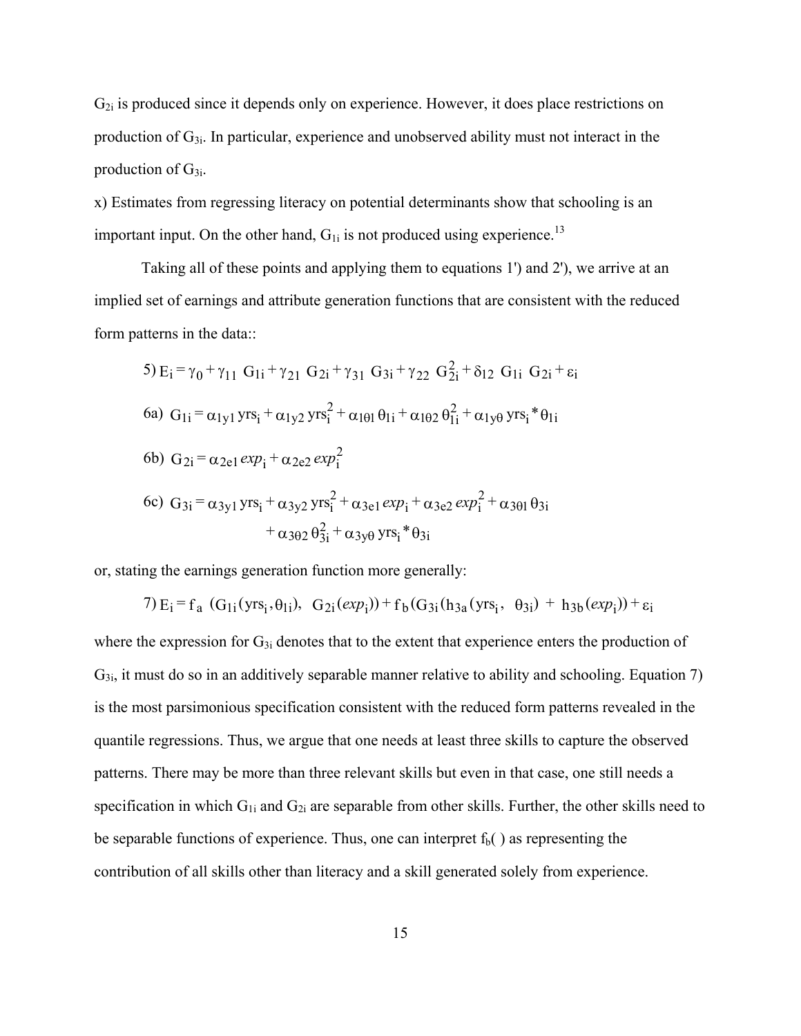$G_{2i}$ is produced since it depends only on experience. However, it does place restrictions on production of $G_{3i}$. In particular, experience and unobserved ability must not interact in the production of $G_{3i}$.

x) Estimates from regressing literacy on potential determinants show that schooling is an important input. On the other hand, $G_{1i}$ is not produced using experience.[13]

Taking all of these points and applying them to equations 1') and 2'), we arrive at an implied set of earnings and attribute generation functions that are consistent with the reduced form patterns in the data::

$$5)\; E_i = \gamma_0 + \gamma_{11}\, G_{1i} + \gamma_{21}\, G_{2i} + \gamma_{31}\, G_{3i} + \gamma_{22}\, G_{2i}^2 + \delta_{12}\, G_{1i}\, G_{2i} + \varepsilon_i$$

$$6a)\; G_{1i} = \alpha_{1y1}\, \text{yrs}_i + \alpha_{1y2}\, \text{yrs}_i^2 + \alpha_{1\theta 1}\, \theta_{1i} + \alpha_{1\theta 2}\, \theta_{1i}^2 + \alpha_{1y\theta}\, \text{yrs}_i * \theta_{1i}$$

$$6b)\; G_{2i} = \alpha_{2e1}\, exp_i + \alpha_{2e2}\, exp_i^2$$

$$6c)\; G_{3i} = \alpha_{3y1}\, \text{yrs}_i + \alpha_{3y2}\, \text{yrs}_i^2 + \alpha_{3e1}\, exp_i + \alpha_{3e2}\, exp_i^2 + \alpha_{3\theta 1}\, \theta_{3i} + \alpha_{3\theta 2}\, \theta_{3i}^2 + \alpha_{3y\theta}\, \text{yrs}_i * \theta_{3i}$$

or, stating the earnings generation function more generally:

$$7)\; E_i = f_a\,\left(G_{1i}(\text{yrs}_i, \theta_{1i}),\;\; G_{2i}(exp_i)\right) + f_b\left(G_{3i}\left(h_{3a}(\text{yrs}_i,\;\; \theta_{3i}) \;+\; h_{3b}(exp_i)\right)\right) + \varepsilon_i$$

where the expression for $G_{3i}$ denotes that to the extent that experience enters the production of $G_{3i}$, it must do so in an additively separable manner relative to ability and schooling. Equation 7) is the most parsimonious specification consistent with the reduced form patterns revealed in the quantile regressions. Thus, we argue that one needs at least three skills to capture the observed patterns. There may be more than three relevant skills but even in that case, one still needs a specification in which $G_{1i}$ and $G_{2i}$ are separable from other skills. Further, the other skills need to be separable functions of experience. Thus, one can interpret $f_b(\,)$ as representing the contribution of all skills other than literacy and a skill generated solely from experience.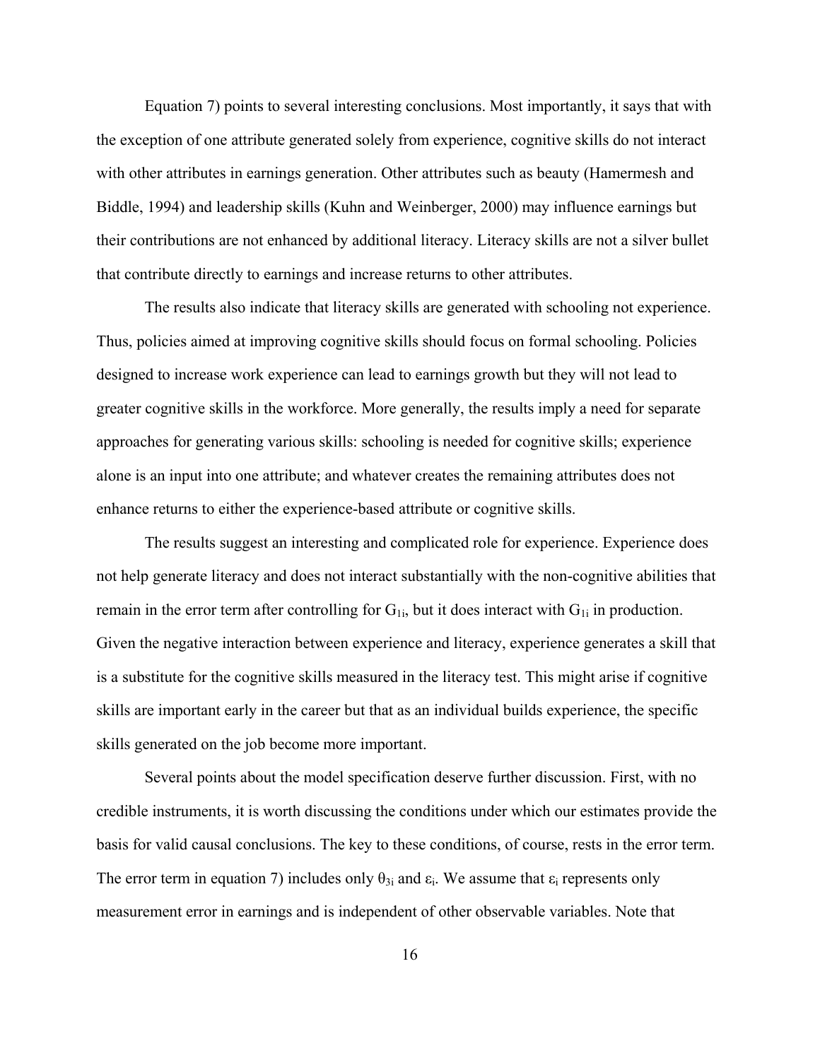Equation 7) points to several interesting conclusions. Most importantly, it says that with the exception of one attribute generated solely from experience, cognitive skills do not interact with other attributes in earnings generation. Other attributes such as beauty (Hamermesh and Biddle, 1994) and leadership skills (Kuhn and Weinberger, 2000) may influence earnings but their contributions are not enhanced by additional literacy. Literacy skills are not a silver bullet that contribute directly to earnings and increase returns to other attributes.

The results also indicate that literacy skills are generated with schooling not experience. Thus, policies aimed at improving cognitive skills should focus on formal schooling. Policies designed to increase work experience can lead to earnings growth but they will not lead to greater cognitive skills in the workforce. More generally, the results imply a need for separate approaches for generating various skills: schooling is needed for cognitive skills; experience alone is an input into one attribute; and whatever creates the remaining attributes does not enhance returns to either the experience-based attribute or cognitive skills.

The results suggest an interesting and complicated role for experience. Experience does not help generate literacy and does not interact substantially with the non-cognitive abilities that remain in the error term after controlling for $G_{1i}$, but it does interact with $G_{1i}$ in production. Given the negative interaction between experience and literacy, experience generates a skill that is a substitute for the cognitive skills measured in the literacy test. This might arise if cognitive skills are important early in the career but that as an individual builds experience, the specific skills generated on the job become more important.

Several points about the model specification deserve further discussion. First, with no credible instruments, it is worth discussing the conditions under which our estimates provide the basis for valid causal conclusions. The key to these conditions, of course, rests in the error term. The error term in equation 7) includes only $\theta_{3i}$ and $\varepsilon_i$. We assume that $\varepsilon_i$ represents only measurement error in earnings and is independent of other observable variables. Note that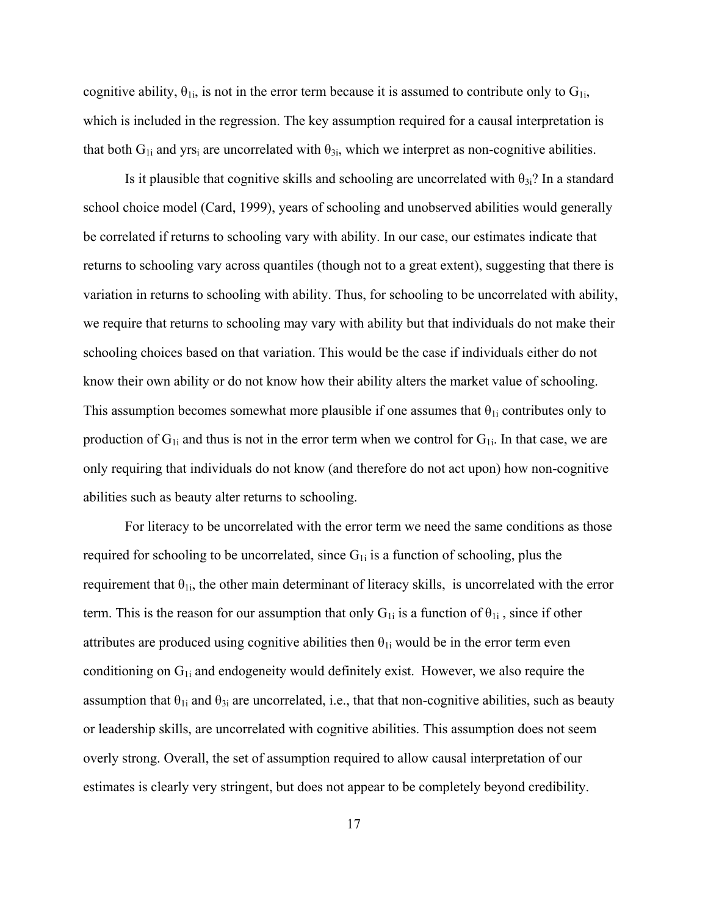cognitive ability, $\theta_{1i}$, is not in the error term because it is assumed to contribute only to $G_{1i}$, which is included in the regression. The key assumption required for a causal interpretation is that both $G_{1i}$ and $yrs_i$ are uncorrelated with $\theta_{3i}$, which we interpret as non-cognitive abilities.

Is it plausible that cognitive skills and schooling are uncorrelated with $\theta_{3i}$? In a standard school choice model (Card, 1999), years of schooling and unobserved abilities would generally be correlated if returns to schooling vary with ability. In our case, our estimates indicate that returns to schooling vary across quantiles (though not to a great extent), suggesting that there is variation in returns to schooling with ability. Thus, for schooling to be uncorrelated with ability, we require that returns to schooling may vary with ability but that individuals do not make their schooling choices based on that variation. This would be the case if individuals either do not know their own ability or do not know how their ability alters the market value of schooling. This assumption becomes somewhat more plausible if one assumes that $\theta_{1i}$ contributes only to production of $G_{1i}$ and thus is not in the error term when we control for $G_{1i}$. In that case, we are only requiring that individuals do not know (and therefore do not act upon) how non-cognitive abilities such as beauty alter returns to schooling.

For literacy to be uncorrelated with the error term we need the same conditions as those required for schooling to be uncorrelated, since $G_{1i}$ is a function of schooling, plus the requirement that $\theta_{1i}$, the other main determinant of literacy skills, is uncorrelated with the error term. This is the reason for our assumption that only $G_{1i}$ is a function of $\theta_{1i}$ , since if other attributes are produced using cognitive abilities then $\theta_{1i}$ would be in the error term even conditioning on $G_{1i}$ and endogeneity would definitely exist. However, we also require the assumption that $\theta_{1i}$ and $\theta_{3i}$ are uncorrelated, i.e., that that non-cognitive abilities, such as beauty or leadership skills, are uncorrelated with cognitive abilities. This assumption does not seem overly strong. Overall, the set of assumption required to allow causal interpretation of our estimates is clearly very stringent, but does not appear to be completely beyond credibility.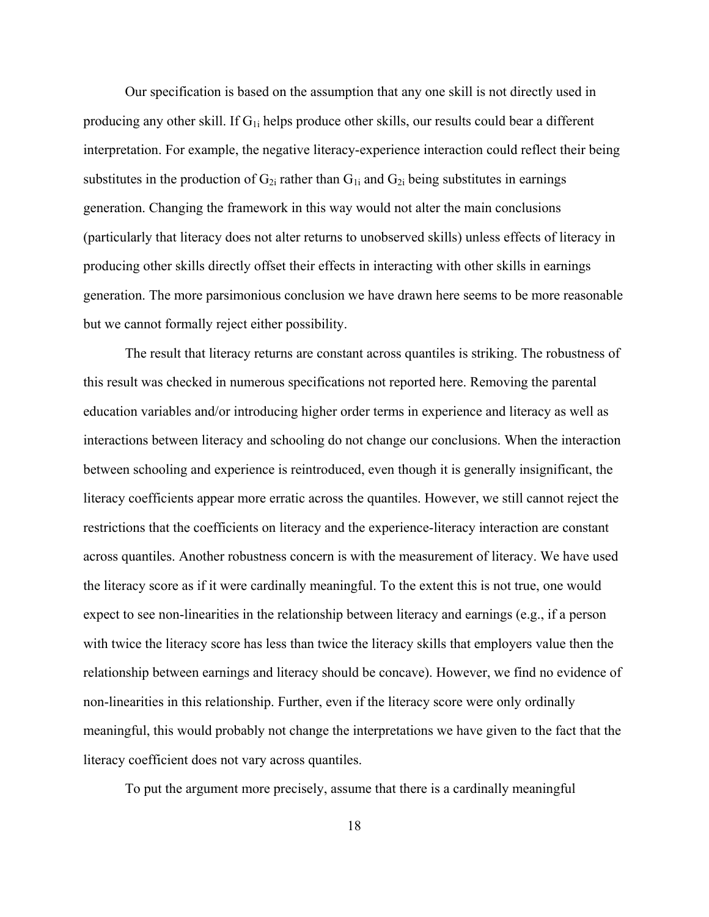Our specification is based on the assumption that any one skill is not directly used in producing any other skill. If $G_{1i}$ helps produce other skills, our results could bear a different interpretation. For example, the negative literacy-experience interaction could reflect their being substitutes in the production of $G_{2i}$ rather than $G_{1i}$ and $G_{2i}$ being substitutes in earnings generation. Changing the framework in this way would not alter the main conclusions (particularly that literacy does not alter returns to unobserved skills) unless effects of literacy in producing other skills directly offset their effects in interacting with other skills in earnings generation. The more parsimonious conclusion we have drawn here seems to be more reasonable but we cannot formally reject either possibility.

The result that literacy returns are constant across quantiles is striking. The robustness of this result was checked in numerous specifications not reported here. Removing the parental education variables and/or introducing higher order terms in experience and literacy as well as interactions between literacy and schooling do not change our conclusions. When the interaction between schooling and experience is reintroduced, even though it is generally insignificant, the literacy coefficients appear more erratic across the quantiles. However, we still cannot reject the restrictions that the coefficients on literacy and the experience-literacy interaction are constant across quantiles. Another robustness concern is with the measurement of literacy. We have used the literacy score as if it were cardinally meaningful. To the extent this is not true, one would expect to see non-linearities in the relationship between literacy and earnings (e.g., if a person with twice the literacy score has less than twice the literacy skills that employers value then the relationship between earnings and literacy should be concave). However, we find no evidence of non-linearities in this relationship. Further, even if the literacy score were only ordinally meaningful, this would probably not change the interpretations we have given to the fact that the literacy coefficient does not vary across quantiles.

To put the argument more precisely, assume that there is a cardinally meaningful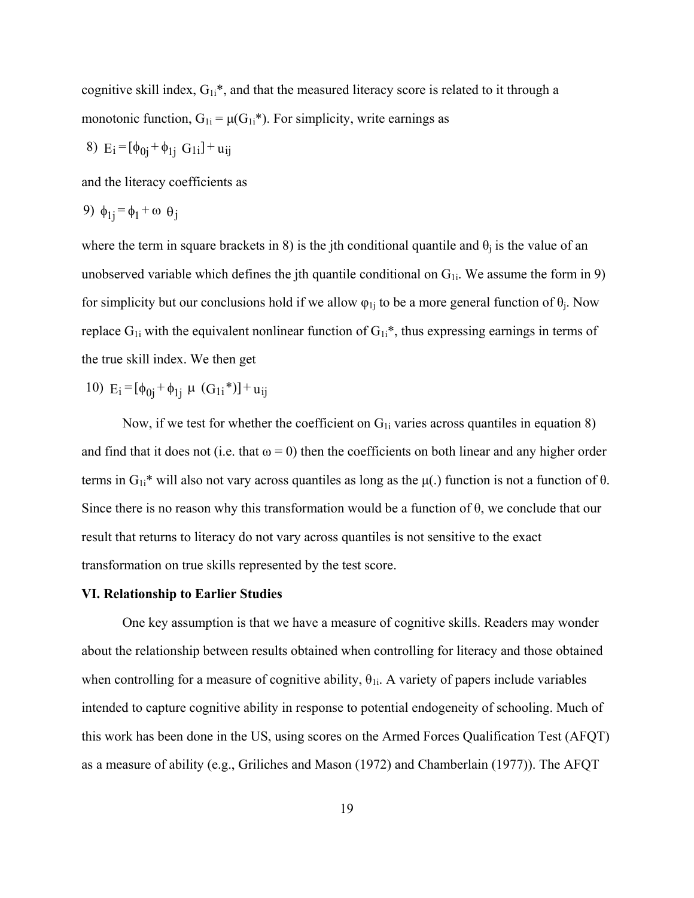cognitive skill index, $G_{1i}$*, and that the measured literacy score is related to it through a monotonic function, $G_{1i} = \mu(G_{1i}^*)$. For simplicity, write earnings as

$$8)\ E_i = [\phi_{0j} + \phi_{1j}\ G_{1i}] + u_{ij}$$

and the literacy coefficients as

$$9)\ \phi_{1j} = \phi_1 + \omega\ \theta_j$$

where the term in square brackets in 8) is the jth conditional quantile and $\theta_j$ is the value of an unobserved variable which defines the jth quantile conditional on $G_{1i}$. We assume the form in 9) for simplicity but our conclusions hold if we allow $\varphi_{1j}$ to be a more general function of $\theta_j$. Now replace $G_{1i}$ with the equivalent nonlinear function of $G_{1i}$*, thus expressing earnings in terms of the true skill index. We then get

$$10)\ E_i = [\phi_{0j} + \phi_{1j}\ \mu\ (G_{1i}^*)] + u_{ij}$$

Now, if we test for whether the coefficient on $G_{1i}$ varies across quantiles in equation 8) and find that it does not (i.e. that $\omega = 0$) then the coefficients on both linear and any higher order terms in $G_{1i}$* will also not vary across quantiles as long as the $\mu(.)$ function is not a function of $\theta$. Since there is no reason why this transformation would be a function of $\theta$, we conclude that our result that returns to literacy do not vary across quantiles is not sensitive to the exact transformation on true skills represented by the test score.

**VI. Relationship to Earlier Studies**

One key assumption is that we have a measure of cognitive skills. Readers may wonder about the relationship between results obtained when controlling for literacy and those obtained when controlling for a measure of cognitive ability, $\theta_{1i}$. A variety of papers include variables intended to capture cognitive ability in response to potential endogeneity of schooling. Much of this work has been done in the US, using scores on the Armed Forces Qualification Test (AFQT) as a measure of ability (e.g., Griliches and Mason (1972) and Chamberlain (1977)). The AFQT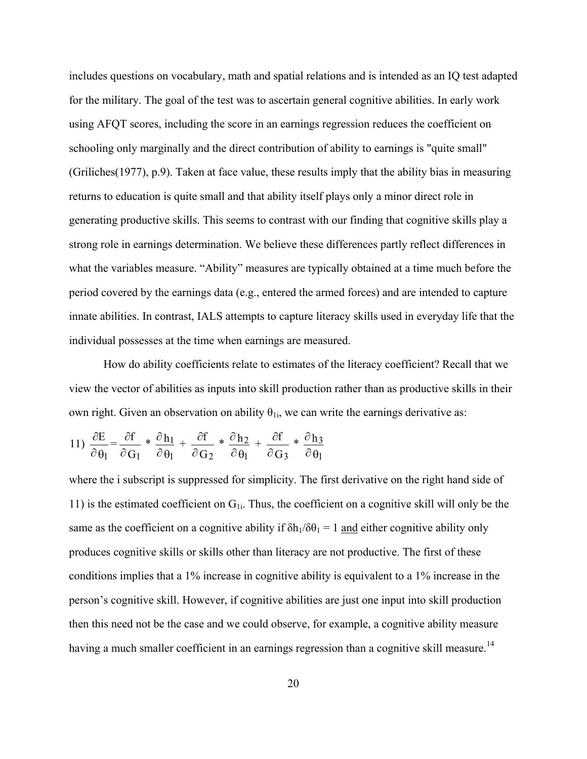includes questions on vocabulary, math and spatial relations and is intended as an IQ test adapted for the military. The goal of the test was to ascertain general cognitive abilities. In early work using AFQT scores, including the score in an earnings regression reduces the coefficient on schooling only marginally and the direct contribution of ability to earnings is "quite small" (Griliches(1977), p.9). Taken at face value, these results imply that the ability bias in measuring returns to education is quite small and that ability itself plays only a minor direct role in generating productive skills. This seems to contrast with our finding that cognitive skills play a strong role in earnings determination. We believe these differences partly reflect differences in what the variables measure. "Ability" measures are typically obtained at a time much before the period covered by the earnings data (e.g., entered the armed forces) and are intended to capture innate abilities. In contrast, IALS attempts to capture literacy skills used in everyday life that the individual possesses at the time when earnings are measured.

How do ability coefficients relate to estimates of the literacy coefficient? Recall that we view the vector of abilities as inputs into skill production rather than as productive skills in their own right. Given an observation on ability $\theta_{1i}$, we can write the earnings derivative as:

$$11)\ \frac{\partial E}{\partial \theta_1} = \frac{\partial f}{\partial G_1} * \frac{\partial h_1}{\partial \theta_1} + \frac{\partial f}{\partial G_2} * \frac{\partial h_2}{\partial \theta_1} + \frac{\partial f}{\partial G_3} * \frac{\partial h_3}{\partial \theta_1}$$

where the i subscript is suppressed for simplicity. The first derivative on the right hand side of 11) is the estimated coefficient on $G_{1i}$. Thus, the coefficient on a cognitive skill will only be the same as the coefficient on a cognitive ability if $\delta h_1/\delta\theta_1 = 1$ and either cognitive ability only produces cognitive skills or skills other than literacy are not productive. The first of these conditions implies that a 1% increase in cognitive ability is equivalent to a 1% increase in the person's cognitive skill. However, if cognitive abilities are just one input into skill production then this need not be the case and we could observe, for example, a cognitive ability measure having a much smaller coefficient in an earnings regression than a cognitive skill measure.[14]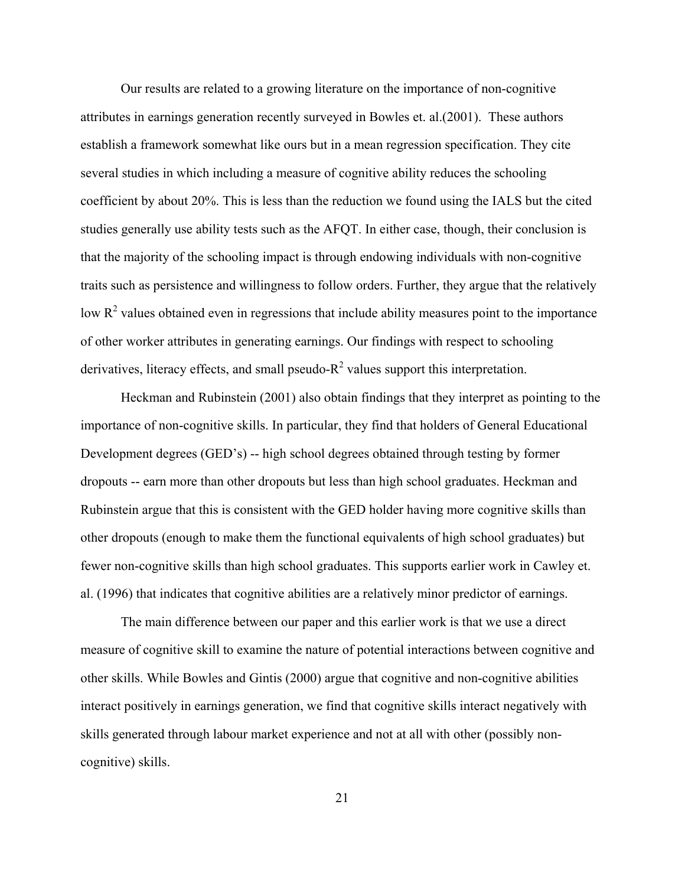Our results are related to a growing literature on the importance of non-cognitive attributes in earnings generation recently surveyed in Bowles et. al.(2001). These authors establish a framework somewhat like ours but in a mean regression specification. They cite several studies in which including a measure of cognitive ability reduces the schooling coefficient by about 20%. This is less than the reduction we found using the IALS but the cited studies generally use ability tests such as the AFQT. In either case, though, their conclusion is that the majority of the schooling impact is through endowing individuals with non-cognitive traits such as persistence and willingness to follow orders. Further, they argue that the relatively low $R^2$ values obtained even in regressions that include ability measures point to the importance of other worker attributes in generating earnings. Our findings with respect to schooling derivatives, literacy effects, and small pseudo-$R^2$ values support this interpretation.

Heckman and Rubinstein (2001) also obtain findings that they interpret as pointing to the importance of non-cognitive skills. In particular, they find that holders of General Educational Development degrees (GED's) -- high school degrees obtained through testing by former dropouts -- earn more than other dropouts but less than high school graduates. Heckman and Rubinstein argue that this is consistent with the GED holder having more cognitive skills than other dropouts (enough to make them the functional equivalents of high school graduates) but fewer non-cognitive skills than high school graduates. This supports earlier work in Cawley et. al. (1996) that indicates that cognitive abilities are a relatively minor predictor of earnings.

The main difference between our paper and this earlier work is that we use a direct measure of cognitive skill to examine the nature of potential interactions between cognitive and other skills. While Bowles and Gintis (2000) argue that cognitive and non-cognitive abilities interact positively in earnings generation, we find that cognitive skills interact negatively with skills generated through labour market experience and not at all with other (possibly non-cognitive) skills.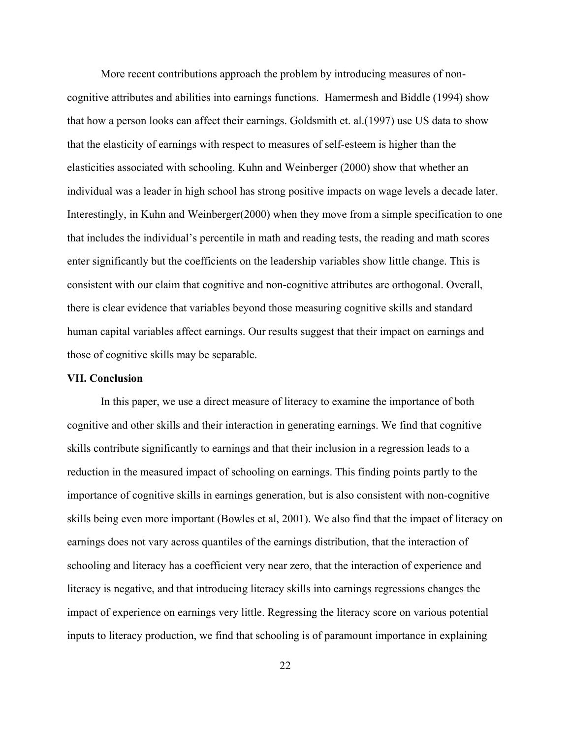More recent contributions approach the problem by introducing measures of non-cognitive attributes and abilities into earnings functions. Hamermesh and Biddle (1994) show that how a person looks can affect their earnings. Goldsmith et. al.(1997) use US data to show that the elasticity of earnings with respect to measures of self-esteem is higher than the elasticities associated with schooling. Kuhn and Weinberger (2000) show that whether an individual was a leader in high school has strong positive impacts on wage levels a decade later. Interestingly, in Kuhn and Weinberger(2000) when they move from a simple specification to one that includes the individual's percentile in math and reading tests, the reading and math scores enter significantly but the coefficients on the leadership variables show little change. This is consistent with our claim that cognitive and non-cognitive attributes are orthogonal. Overall, there is clear evidence that variables beyond those measuring cognitive skills and standard human capital variables affect earnings. Our results suggest that their impact on earnings and those of cognitive skills may be separable.

## VII. Conclusion

In this paper, we use a direct measure of literacy to examine the importance of both cognitive and other skills and their interaction in generating earnings. We find that cognitive skills contribute significantly to earnings and that their inclusion in a regression leads to a reduction in the measured impact of schooling on earnings. This finding points partly to the importance of cognitive skills in earnings generation, but is also consistent with non-cognitive skills being even more important (Bowles et al, 2001). We also find that the impact of literacy on earnings does not vary across quantiles of the earnings distribution, that the interaction of schooling and literacy has a coefficient very near zero, that the interaction of experience and literacy is negative, and that introducing literacy skills into earnings regressions changes the impact of experience on earnings very little. Regressing the literacy score on various potential inputs to literacy production, we find that schooling is of paramount importance in explaining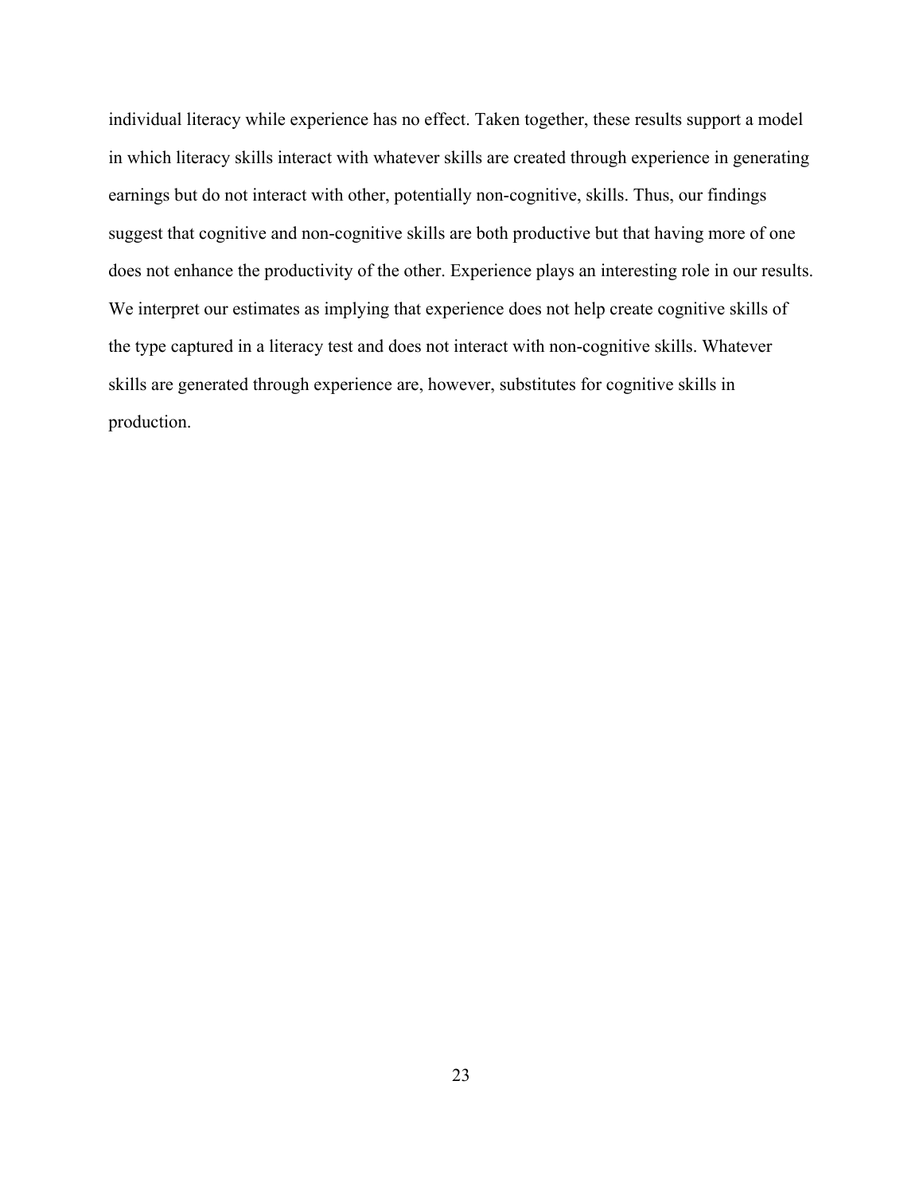individual literacy while experience has no effect. Taken together, these results support a model in which literacy skills interact with whatever skills are created through experience in generating earnings but do not interact with other, potentially non-cognitive, skills. Thus, our findings suggest that cognitive and non-cognitive skills are both productive but that having more of one does not enhance the productivity of the other. Experience plays an interesting role in our results. We interpret our estimates as implying that experience does not help create cognitive skills of the type captured in a literacy test and does not interact with non-cognitive skills. Whatever skills are generated through experience are, however, substitutes for cognitive skills in production.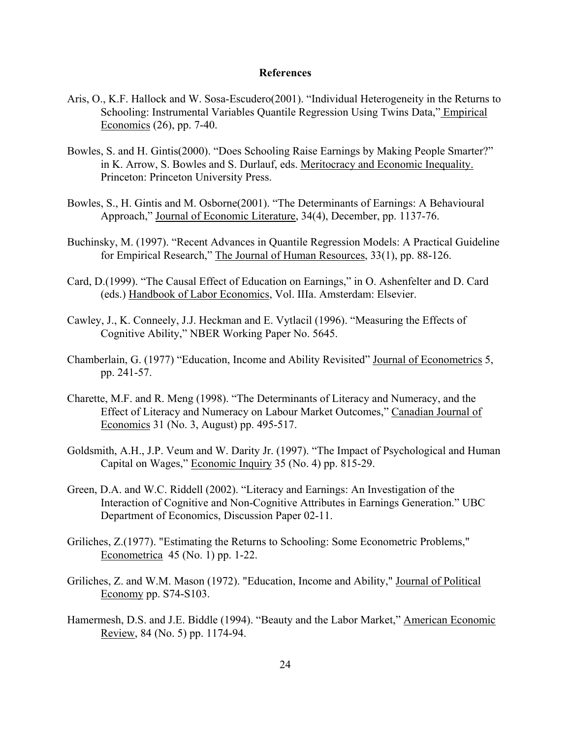## References

Aris, O., K.F. Hallock and W. Sosa-Escudero(2001). "Individual Heterogeneity in the Returns to Schooling: Instrumental Variables Quantile Regression Using Twins Data," Empirical Economics (26), pp. 7-40.

Bowles, S. and H. Gintis(2000). "Does Schooling Raise Earnings by Making People Smarter?" in K. Arrow, S. Bowles and S. Durlauf, eds. Meritocracy and Economic Inequality. Princeton: Princeton University Press.

Bowles, S., H. Gintis and M. Osborne(2001). "The Determinants of Earnings: A Behavioural Approach," Journal of Economic Literature, 34(4), December, pp. 1137-76.

Buchinsky, M. (1997). "Recent Advances in Quantile Regression Models: A Practical Guideline for Empirical Research," The Journal of Human Resources, 33(1), pp. 88-126.

Card, D.(1999). "The Causal Effect of Education on Earnings," in O. Ashenfelter and D. Card (eds.) Handbook of Labor Economics, Vol. IIIa. Amsterdam: Elsevier.

Cawley, J., K. Conneely, J.J. Heckman and E. Vytlacil (1996). "Measuring the Effects of Cognitive Ability," NBER Working Paper No. 5645.

Chamberlain, G. (1977) "Education, Income and Ability Revisited" Journal of Econometrics 5, pp. 241-57.

Charette, M.F. and R. Meng (1998). "The Determinants of Literacy and Numeracy, and the Effect of Literacy and Numeracy on Labour Market Outcomes," Canadian Journal of Economics 31 (No. 3, August) pp. 495-517.

Goldsmith, A.H., J.P. Veum and W. Darity Jr. (1997). "The Impact of Psychological and Human Capital on Wages," Economic Inquiry 35 (No. 4) pp. 815-29.

Green, D.A. and W.C. Riddell (2002). "Literacy and Earnings: An Investigation of the Interaction of Cognitive and Non-Cognitive Attributes in Earnings Generation." UBC Department of Economics, Discussion Paper 02-11.

Griliches, Z.(1977). "Estimating the Returns to Schooling: Some Econometric Problems," Econometrica 45 (No. 1) pp. 1-22.

Griliches, Z. and W.M. Mason (1972). "Education, Income and Ability," Journal of Political Economy pp. S74-S103.

Hamermesh, D.S. and J.E. Biddle (1994). "Beauty and the Labor Market," American Economic Review, 84 (No. 5) pp. 1174-94.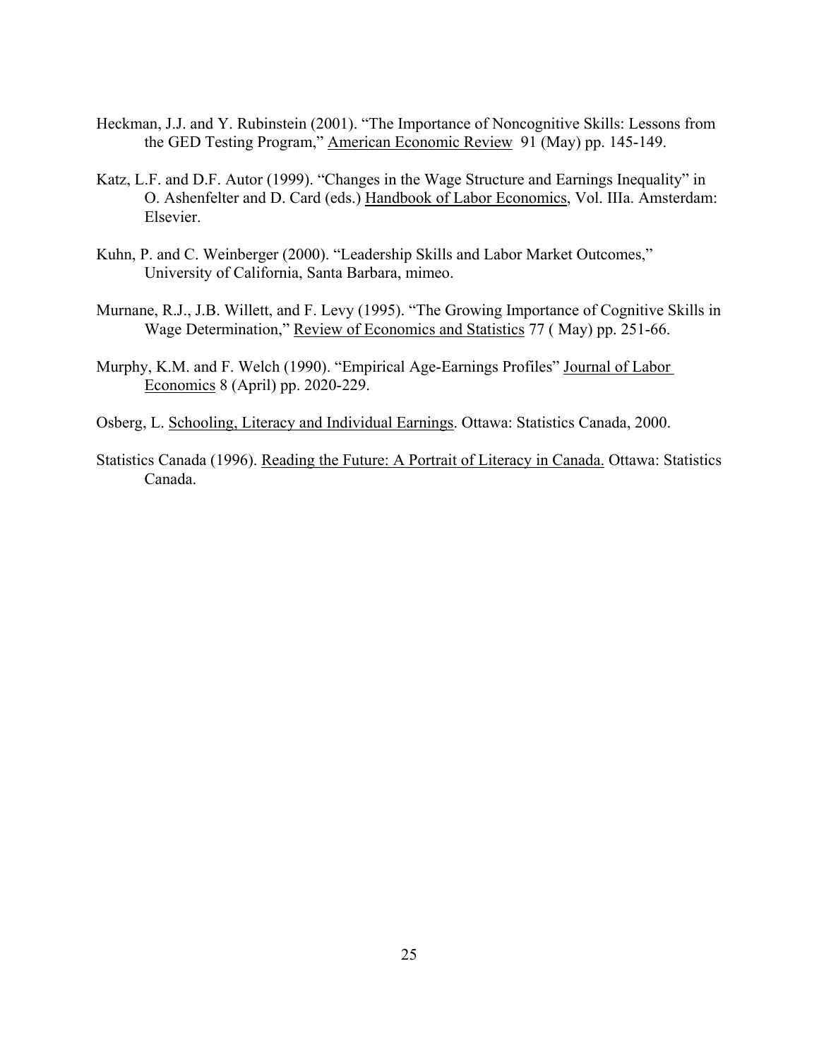Heckman, J.J. and Y. Rubinstein (2001). "The Importance of Noncognitive Skills: Lessons from the GED Testing Program," American Economic Review 91 (May) pp. 145-149.

Katz, L.F. and D.F. Autor (1999). "Changes in the Wage Structure and Earnings Inequality" in O. Ashenfelter and D. Card (eds.) Handbook of Labor Economics, Vol. IIIa. Amsterdam: Elsevier.

Kuhn, P. and C. Weinberger (2000). "Leadership Skills and Labor Market Outcomes," University of California, Santa Barbara, mimeo.

Murnane, R.J., J.B. Willett, and F. Levy (1995). "The Growing Importance of Cognitive Skills in Wage Determination," Review of Economics and Statistics 77 ( May) pp. 251-66.

Murphy, K.M. and F. Welch (1990). "Empirical Age-Earnings Profiles" Journal of Labor Economics 8 (April) pp. 2020-229.

Osberg, L. Schooling, Literacy and Individual Earnings. Ottawa: Statistics Canada, 2000.

Statistics Canada (1996). Reading the Future: A Portrait of Literacy in Canada. Ottawa: Statistics Canada.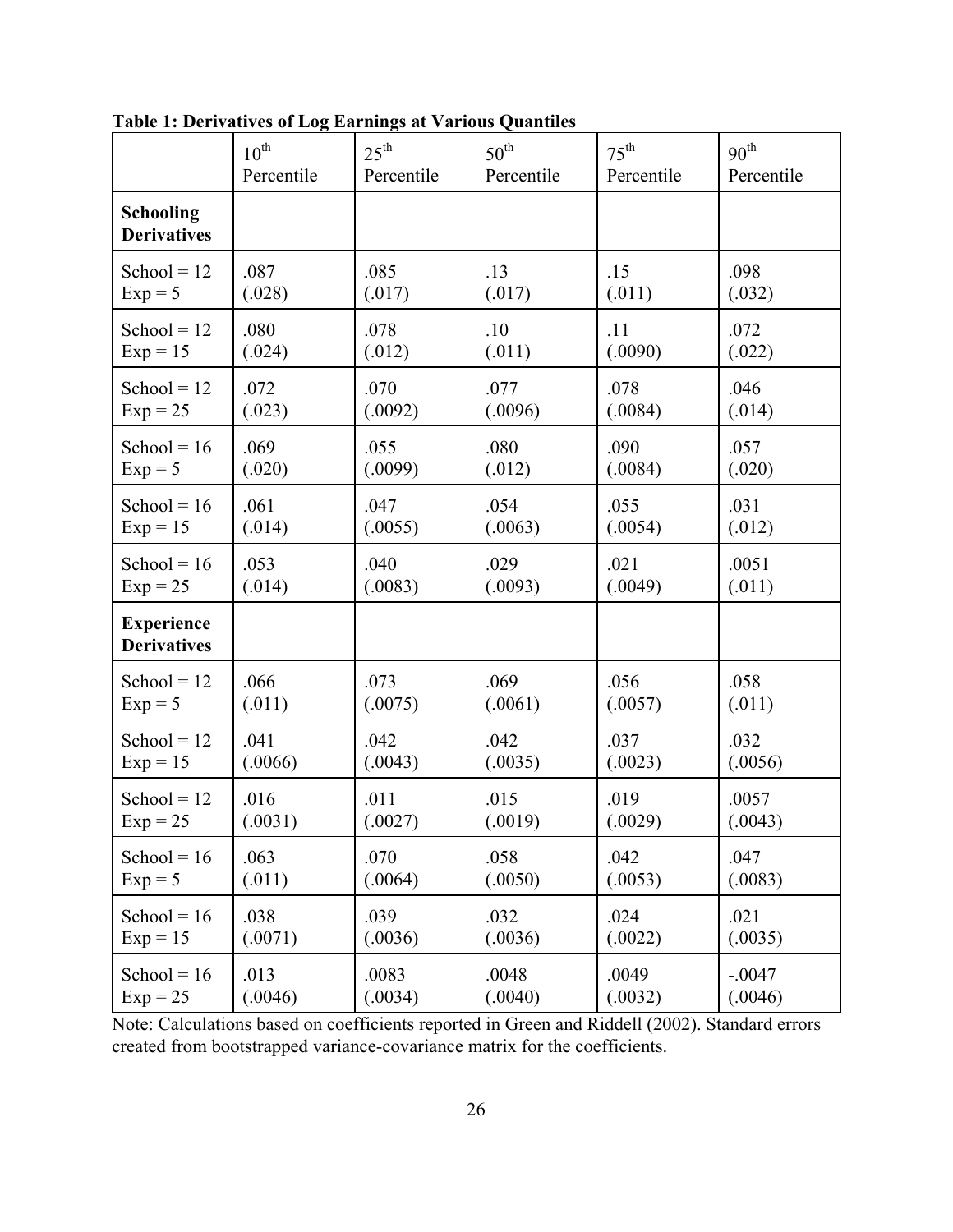**Table 1: Derivatives of Log Earnings at Various Quantiles**

| | $10^{th}$ Percentile | $25^{th}$ Percentile | $50^{th}$ Percentile | $75^{th}$ Percentile | $90^{th}$ Percentile |
|---|---|---|---|---|---|
| **Schooling Derivatives** | | | | | |
| School = 12<br>Exp = 5 | .087<br>(.028) | .085<br>(.017) | .13<br>(.017) | .15<br>(.011) | .098<br>(.032) |
| School = 12<br>Exp = 15 | .080<br>(.024) | .078<br>(.012) | .10<br>(.011) | .11<br>(.0090) | .072<br>(.022) |
| School = 12<br>Exp = 25 | .072<br>(.023) | .070<br>(.0092) | .077<br>(.0096) | .078<br>(.0084) | .046<br>(.014) |
| School = 16<br>Exp = 5 | .069<br>(.020) | .055<br>(.0099) | .080<br>(.012) | .090<br>(.0084) | .057<br>(.020) |
| School = 16<br>Exp = 15 | .061<br>(.014) | .047<br>(.0055) | .054<br>(.0063) | .055<br>(.0054) | .031<br>(.012) |
| School = 16<br>Exp = 25 | .053<br>(.014) | .040<br>(.0083) | .029<br>(.0093) | .021<br>(.0049) | .0051<br>(.011) |
| **Experience Derivatives** | | | | | |
| School = 12<br>Exp = 5 | .066<br>(.011) | .073<br>(.0075) | .069<br>(.0061) | .056<br>(.0057) | .058<br>(.011) |
| School = 12<br>Exp = 15 | .041<br>(.0066) | .042<br>(.0043) | .042<br>(.0035) | .037<br>(.0023) | .032<br>(.0056) |
| School = 12<br>Exp = 25 | .016<br>(.0031) | .011<br>(.0027) | .015<br>(.0019) | .019<br>(.0029) | .0057<br>(.0043) |
| School = 16<br>Exp = 5 | .063<br>(.011) | .070<br>(.0064) | .058<br>(.0050) | .042<br>(.0053) | .047<br>(.0083) |
| School = 16<br>Exp = 15 | .038<br>(.0071) | .039<br>(.0036) | .032<br>(.0036) | .024<br>(.0022) | .021<br>(.0035) |
| School = 16<br>Exp = 25 | .013<br>(.0046) | .0083<br>(.0034) | .0048<br>(.0040) | .0049<br>(.0032) | -.0047<br>(.0046) |

Note: Calculations based on coefficients reported in Green and Riddell (2002). Standard errors created from bootstrapped variance-covariance matrix for the coefficients.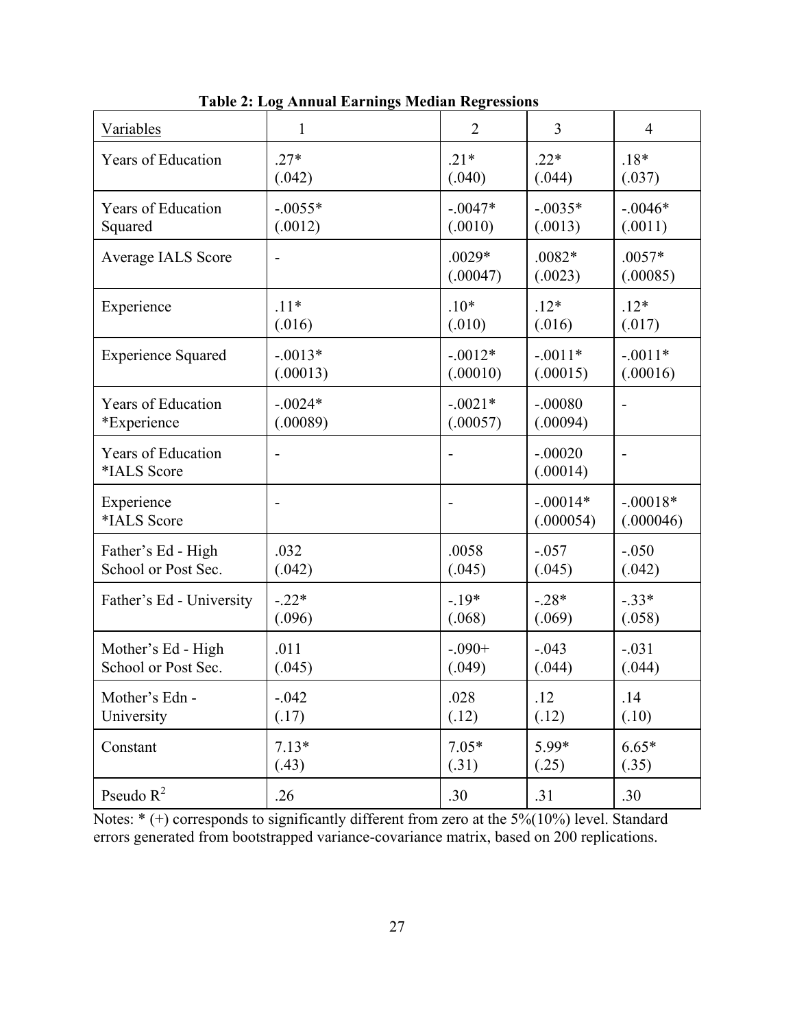**Table 2: Log Annual Earnings Median Regressions**

| Variables | 1 | 2 | 3 | 4 |
|---|---|---|---|---|
| Years of Education | .27* (.042) | .21* (.040) | .22* (.044) | .18* (.037) |
| Years of Education Squared | -.0055* (.0012) | -.0047* (.0010) | -.0035* (.0013) | -.0046* (.0011) |
| Average IALS Score | - | .0029* (.00047) | .0082* (.0023) | .0057* (.00085) |
| Experience | .11* (.016) | .10* (.010) | .12* (.016) | .12* (.017) |
| Experience Squared | -.0013* (.00013) | -.0012* (.00010) | -.0011* (.00015) | -.0011* (.00016) |
| Years of Education *Experience | -.0024* (.00089) | -.0021* (.00057) | -.00080 (.00094) | - |
| Years of Education *IALS Score | - | - | -.00020 (.00014) | - |
| Experience *IALS Score | - | - | -.00014* (.000054) | -.00018* (.000046) |
| Father's Ed - High School or Post Sec. | .032 (.042) | .0058 (.045) | -.057 (.045) | -.050 (.042) |
| Father's Ed - University | -.22* (.096) | -.19* (.068) | -.28* (.069) | -.33* (.058) |
| Mother's Ed - High School or Post Sec. | .011 (.045) | -.090+ (.049) | -.043 (.044) | -.031 (.044) |
| Mother's Edn - University | -.042 (.17) | .028 (.12) | .12 (.12) | .14 (.10) |
| Constant | 7.13* (.43) | 7.05* (.31) | 5.99* (.25) | 6.65* (.35) |
| Pseudo $R^2$ | .26 | .30 | .31 | .30 |

Notes: * (+) corresponds to significantly different from zero at the 5%(10%) level. Standard errors generated from bootstrapped variance-covariance matrix, based on 200 replications.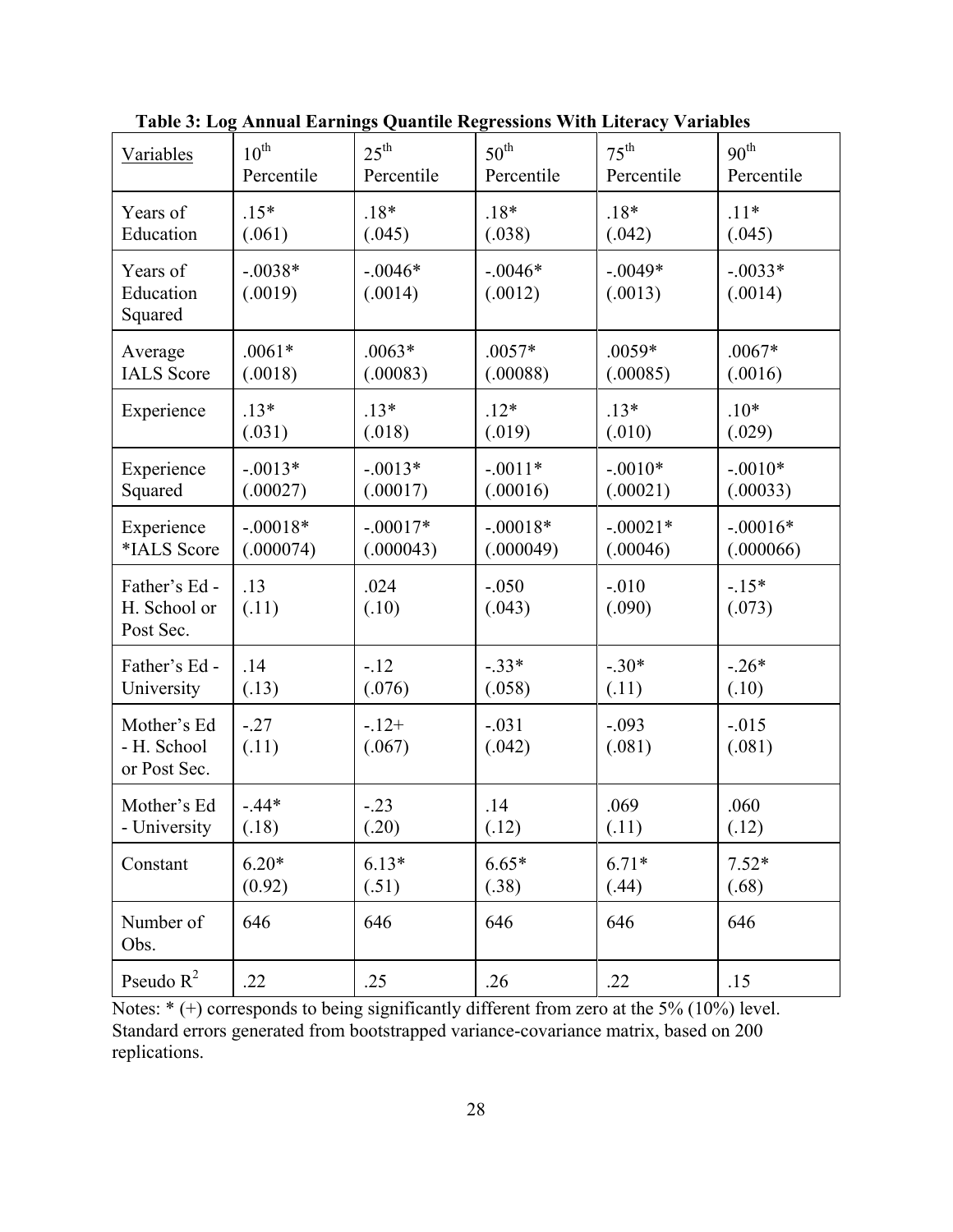**Table 3: Log Annual Earnings Quantile Regressions With Literacy Variables**

| Variables | 10th Percentile | 25th Percentile | 50th Percentile | 75th Percentile | 90th Percentile |
|---|---|---|---|---|---|
| Years of Education | .15* (.061) | .18* (.045) | .18* (.038) | .18* (.042) | .11* (.045) |
| Years of Education Squared | -.0038* (.0019) | -.0046* (.0014) | -.0046* (.0012) | -.0049* (.0013) | -.0033* (.0014) |
| Average IALS Score | .0061* (.0018) | .0063* (.00083) | .0057* (.00088) | .0059* (.00085) | .0067* (.0016) |
| Experience | .13* (.031) | .13* (.018) | .12* (.019) | .13* (.010) | .10* (.029) |
| Experience Squared | -.0013* (.00027) | -.0013* (.00017) | -.0011* (.00016) | -.0010* (.00021) | -.0010* (.00033) |
| Experience *IALS Score | -.00018* (.000074) | -.00017* (.000043) | -.00018* (.000049) | -.00021* (.00046) | -.00016* (.000066) |
| Father's Ed - H. School or Post Sec. | .13 (.11) | .024 (.10) | -.050 (.043) | -.010 (.090) | -.15* (.073) |
| Father's Ed - University | .14 (.13) | -.12 (.076) | -.33* (.058) | -.30* (.11) | -.26* (.10) |
| Mother's Ed - H. School or Post Sec. | -.27 (.11) | -.12+ (.067) | -.031 (.042) | -.093 (.081) | -.015 (.081) |
| Mother's Ed - University | -.44* (.18) | -.23 (.20) | .14 (.12) | .069 (.11) | .060 (.12) |
| Constant | 6.20* (0.92) | 6.13* (.51) | 6.65* (.38) | 6.71* (.44) | 7.52* (.68) |
| Number of Obs. | 646 | 646 | 646 | 646 | 646 |
| Pseudo $R^2$ | .22 | .25 | .26 | .22 | .15 |

Notes: * (+) corresponds to being significantly different from zero at the 5% (10%) level. Standard errors generated from bootstrapped variance-covariance matrix, based on 200 replications.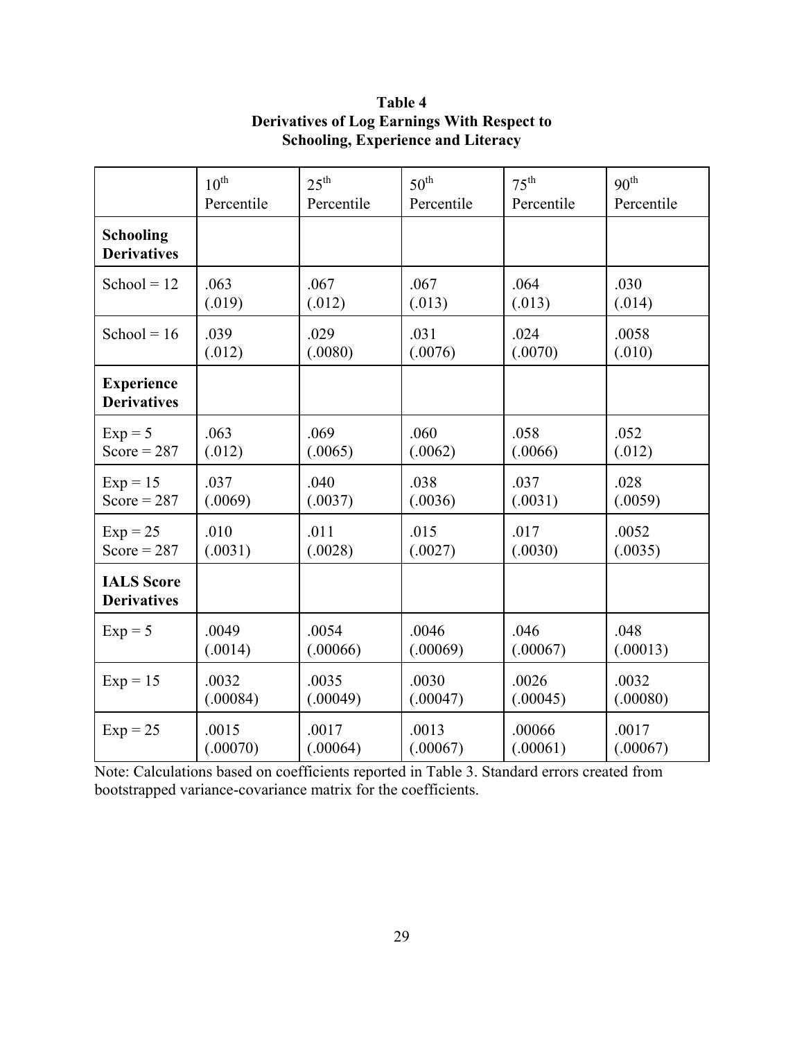**Table 4**
**Derivatives of Log Earnings With Respect to Schooling, Experience and Literacy**

| | 10th Percentile | 25th Percentile | 50th Percentile | 75th Percentile | 90th Percentile |
|---|---|---|---|---|---|
| **Schooling Derivatives** | | | | | |
| School = 12 | .063<br>(.019) | .067<br>(.012) | .067<br>(.013) | .064<br>(.013) | .030<br>(.014) |
| School = 16 | .039<br>(.012) | .029<br>(.0080) | .031<br>(.0076) | .024<br>(.0070) | .0058<br>(.010) |
| **Experience Derivatives** | | | | | |
| Exp = 5<br>Score = 287 | .063<br>(.012) | .069<br>(.0065) | .060<br>(.0062) | .058<br>(.0066) | .052<br>(.012) |
| Exp = 15<br>Score = 287 | .037<br>(.0069) | .040<br>(.0037) | .038<br>(.0036) | .037<br>(.0031) | .028<br>(.0059) |
| Exp = 25<br>Score = 287 | .010<br>(.0031) | .011<br>(.0028) | .015<br>(.0027) | .017<br>(.0030) | .0052<br>(.0035) |
| **IALS Score Derivatives** | | | | | |
| Exp = 5 | .0049<br>(.0014) | .0054<br>(.00066) | .0046<br>(.00069) | .046<br>(.00067) | .048<br>(.00013) |
| Exp = 15 | .0032<br>(.00084) | .0035<br>(.00049) | .0030<br>(.00047) | .0026<br>(.00045) | .0032<br>(.00080) |
| Exp = 25 | .0015<br>(.00070) | .0017<br>(.00064) | .0013<br>(.00067) | .00066<br>(.00061) | .0017<br>(.00067) |

Note: Calculations based on coefficients reported in Table 3. Standard errors created from bootstrapped variance-covariance matrix for the coefficients.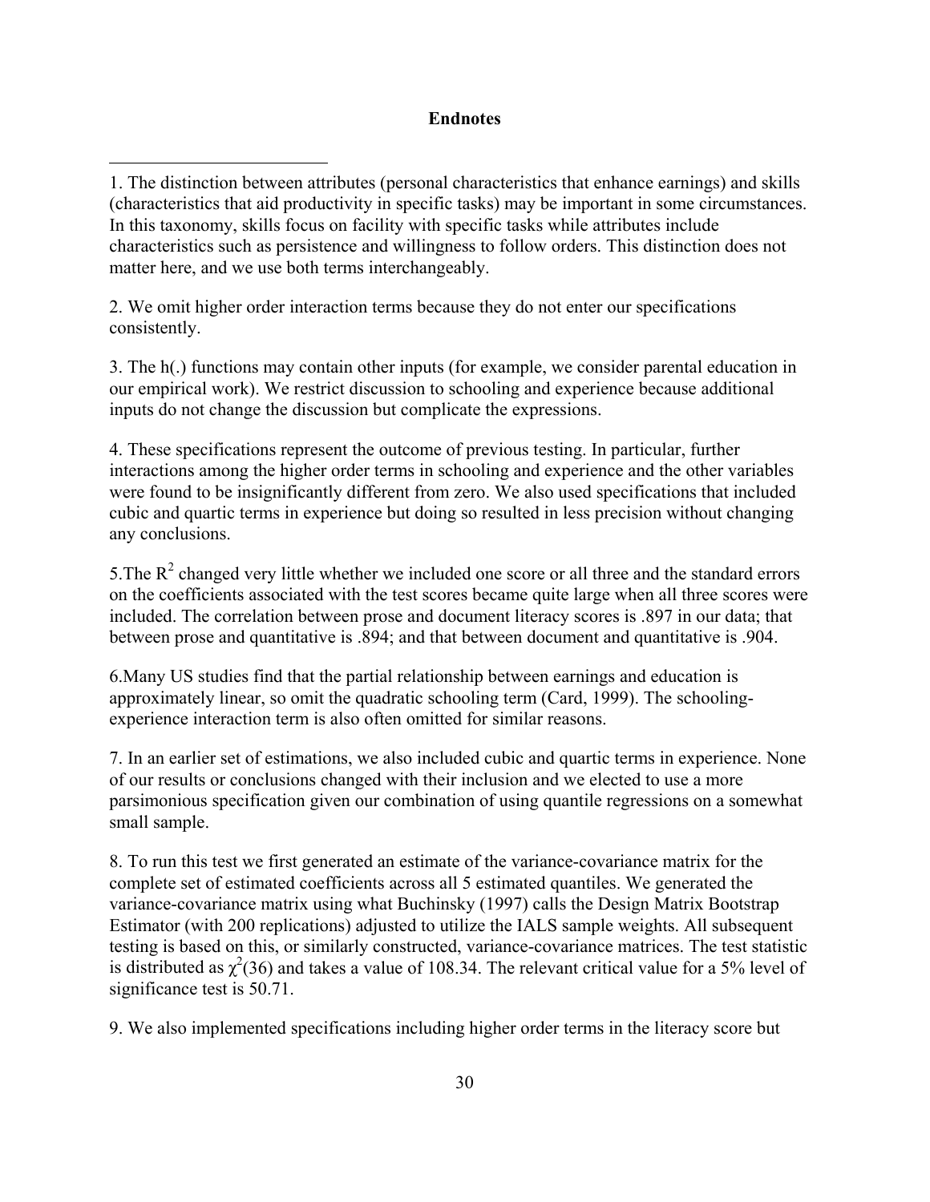## Endnotes

1. The distinction between attributes (personal characteristics that enhance earnings) and skills (characteristics that aid productivity in specific tasks) may be important in some circumstances. In this taxonomy, skills focus on facility with specific tasks while attributes include characteristics such as persistence and willingness to follow orders. This distinction does not matter here, and we use both terms interchangeably.

2. We omit higher order interaction terms because they do not enter our specifications consistently.

3. The h(.) functions may contain other inputs (for example, we consider parental education in our empirical work). We restrict discussion to schooling and experience because additional inputs do not change the discussion but complicate the expressions.

4. These specifications represent the outcome of previous testing. In particular, further interactions among the higher order terms in schooling and experience and the other variables were found to be insignificantly different from zero. We also used specifications that included cubic and quartic terms in experience but doing so resulted in less precision without changing any conclusions.

5.The $R^2$ changed very little whether we included one score or all three and the standard errors on the coefficients associated with the test scores became quite large when all three scores were included. The correlation between prose and document literacy scores is .897 in our data; that between prose and quantitative is .894; and that between document and quantitative is .904.

6.Many US studies find that the partial relationship between earnings and education is approximately linear, so omit the quadratic schooling term (Card, 1999). The schooling-experience interaction term is also often omitted for similar reasons.

7. In an earlier set of estimations, we also included cubic and quartic terms in experience. None of our results or conclusions changed with their inclusion and we elected to use a more parsimonious specification given our combination of using quantile regressions on a somewhat small sample.

8. To run this test we first generated an estimate of the variance-covariance matrix for the complete set of estimated coefficients across all 5 estimated quantiles. We generated the variance-covariance matrix using what Buchinsky (1997) calls the Design Matrix Bootstrap Estimator (with 200 replications) adjusted to utilize the IALS sample weights. All subsequent testing is based on this, or similarly constructed, variance-covariance matrices. The test statistic is distributed as $\chi^2(36)$ and takes a value of 108.34. The relevant critical value for a 5% level of significance test is 50.71.

9. We also implemented specifications including higher order terms in the literacy score but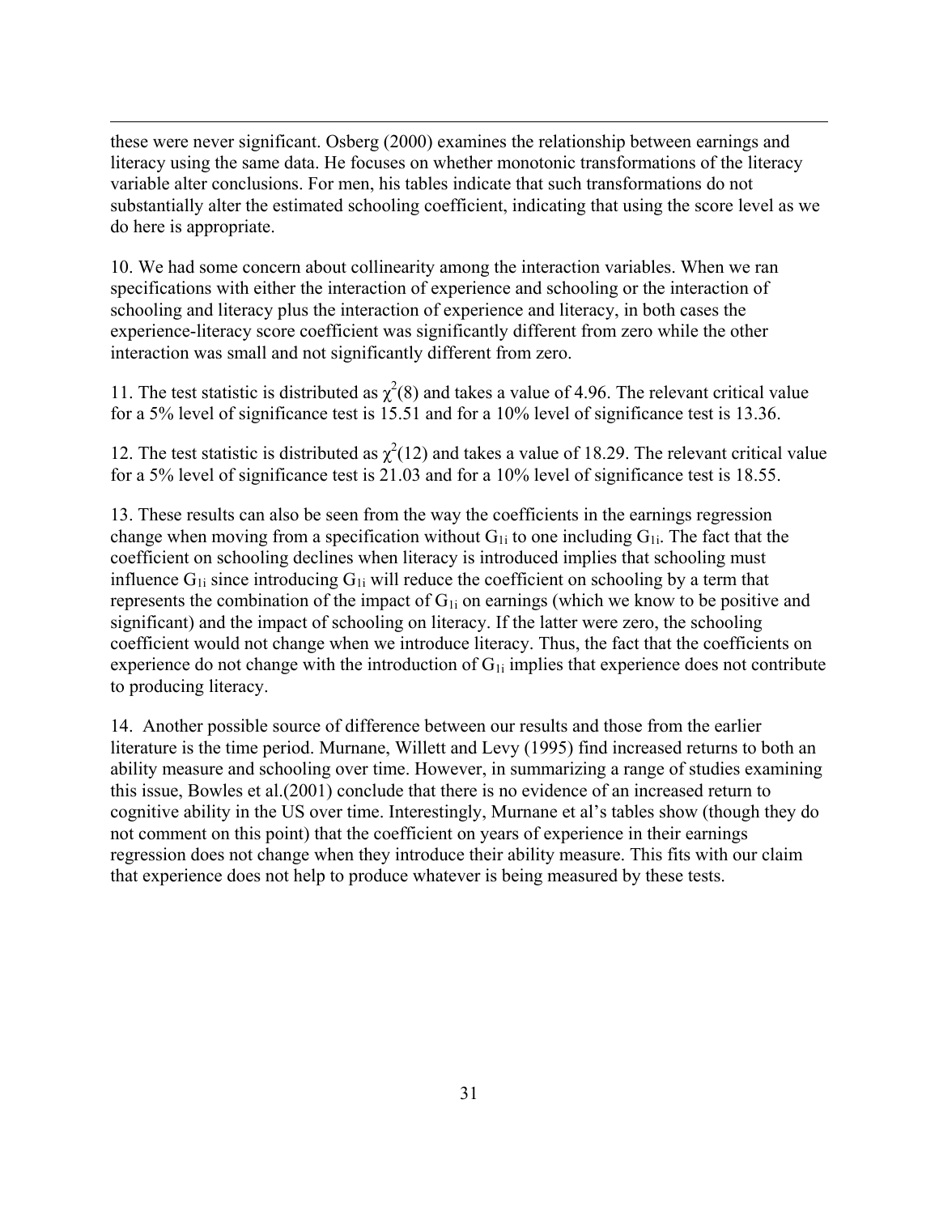these were never significant. Osberg (2000) examines the relationship between earnings and literacy using the same data. He focuses on whether monotonic transformations of the literacy variable alter conclusions. For men, his tables indicate that such transformations do not substantially alter the estimated schooling coefficient, indicating that using the score level as we do here is appropriate.

10. We had some concern about collinearity among the interaction variables. When we ran specifications with either the interaction of experience and schooling or the interaction of schooling and literacy plus the interaction of experience and literacy, in both cases the experience-literacy score coefficient was significantly different from zero while the other interaction was small and not significantly different from zero.

11. The test statistic is distributed as $\chi^2(8)$ and takes a value of 4.96. The relevant critical value for a 5% level of significance test is 15.51 and for a 10% level of significance test is 13.36.

12. The test statistic is distributed as $\chi^2(12)$ and takes a value of 18.29. The relevant critical value for a 5% level of significance test is 21.03 and for a 10% level of significance test is 18.55.

13. These results can also be seen from the way the coefficients in the earnings regression change when moving from a specification without $G_{1i}$ to one including $G_{1i}$. The fact that the coefficient on schooling declines when literacy is introduced implies that schooling must influence $G_{1i}$ since introducing $G_{1i}$ will reduce the coefficient on schooling by a term that represents the combination of the impact of $G_{1i}$ on earnings (which we know to be positive and significant) and the impact of schooling on literacy. If the latter were zero, the schooling coefficient would not change when we introduce literacy. Thus, the fact that the coefficients on experience do not change with the introduction of $G_{1i}$ implies that experience does not contribute to producing literacy.

14. Another possible source of difference between our results and those from the earlier literature is the time period. Murnane, Willett and Levy (1995) find increased returns to both an ability measure and schooling over time. However, in summarizing a range of studies examining this issue, Bowles et al.(2001) conclude that there is no evidence of an increased return to cognitive ability in the US over time. Interestingly, Murnane et al's tables show (though they do not comment on this point) that the coefficient on years of experience in their earnings regression does not change when they introduce their ability measure. This fits with our claim that experience does not help to produce whatever is being measured by these tests.